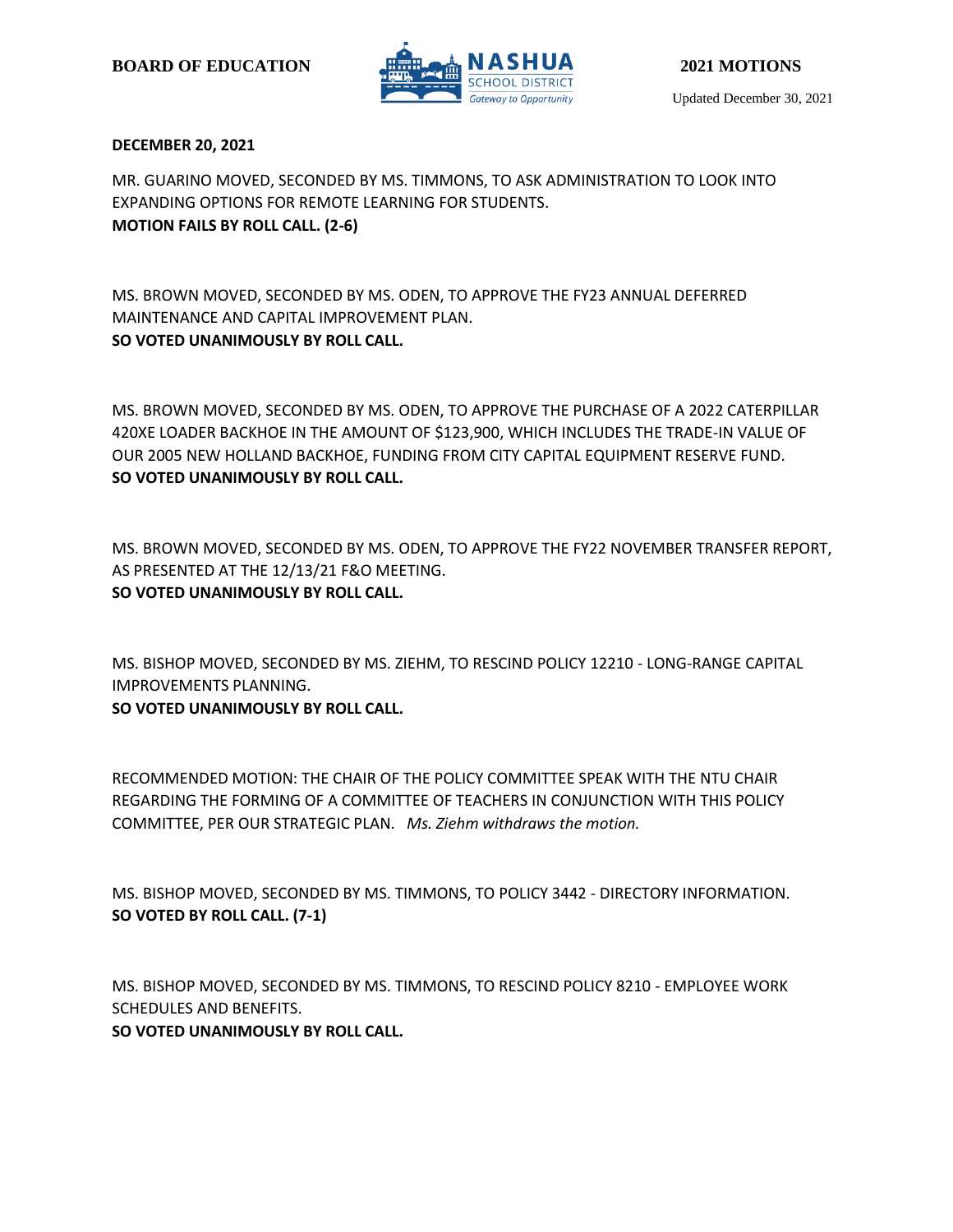**BOARD OF EDUCATION** **2021 MOTIONS**

Updated December 30, 2021

**DECEMBER 20, 2021**

MR. GUARINO MOVED, SECONDED BY MS. TIMMONS, TO ASK ADMINISTRATION TO LOOK INTO EXPANDING OPTIONS FOR REMOTE LEARNING FOR STUDENTS.
**MOTION FAILS BY ROLL CALL. (2-6)**

MS. BROWN MOVED, SECONDED BY MS. ODEN, TO APPROVE THE FY23 ANNUAL DEFERRED MAINTENANCE AND CAPITAL IMPROVEMENT PLAN.
**SO VOTED UNANIMOUSLY BY ROLL CALL.**

MS. BROWN MOVED, SECONDED BY MS. ODEN, TO APPROVE THE PURCHASE OF A 2022 CATERPILLAR 420XE LOADER BACKHOE IN THE AMOUNT OF $123,900, WHICH INCLUDES THE TRADE-IN VALUE OF OUR 2005 NEW HOLLAND BACKHOE, FUNDING FROM CITY CAPITAL EQUIPMENT RESERVE FUND.
**SO VOTED UNANIMOUSLY BY ROLL CALL.**

MS. BROWN MOVED, SECONDED BY MS. ODEN, TO APPROVE THE FY22 NOVEMBER TRANSFER REPORT, AS PRESENTED AT THE 12/13/21 F&O MEETING.
**SO VOTED UNANIMOUSLY BY ROLL CALL.**

MS. BISHOP MOVED, SECONDED BY MS. ZIEHM, TO RESCIND POLICY 12210 - LONG-RANGE CAPITAL IMPROVEMENTS PLANNING.
**SO VOTED UNANIMOUSLY BY ROLL CALL.**

RECOMMENDED MOTION: THE CHAIR OF THE POLICY COMMITTEE SPEAK WITH THE NTU CHAIR REGARDING THE FORMING OF A COMMITTEE OF TEACHERS IN CONJUNCTION WITH THIS POLICY COMMITTEE, PER OUR STRATEGIC PLAN. *Ms. Ziehm withdraws the motion.*

MS. BISHOP MOVED, SECONDED BY MS. TIMMONS, TO POLICY 3442 - DIRECTORY INFORMATION.
**SO VOTED BY ROLL CALL. (7-1)**

MS. BISHOP MOVED, SECONDED BY MS. TIMMONS, TO RESCIND POLICY 8210 - EMPLOYEE WORK SCHEDULES AND BENEFITS.
**SO VOTED UNANIMOUSLY BY ROLL CALL.**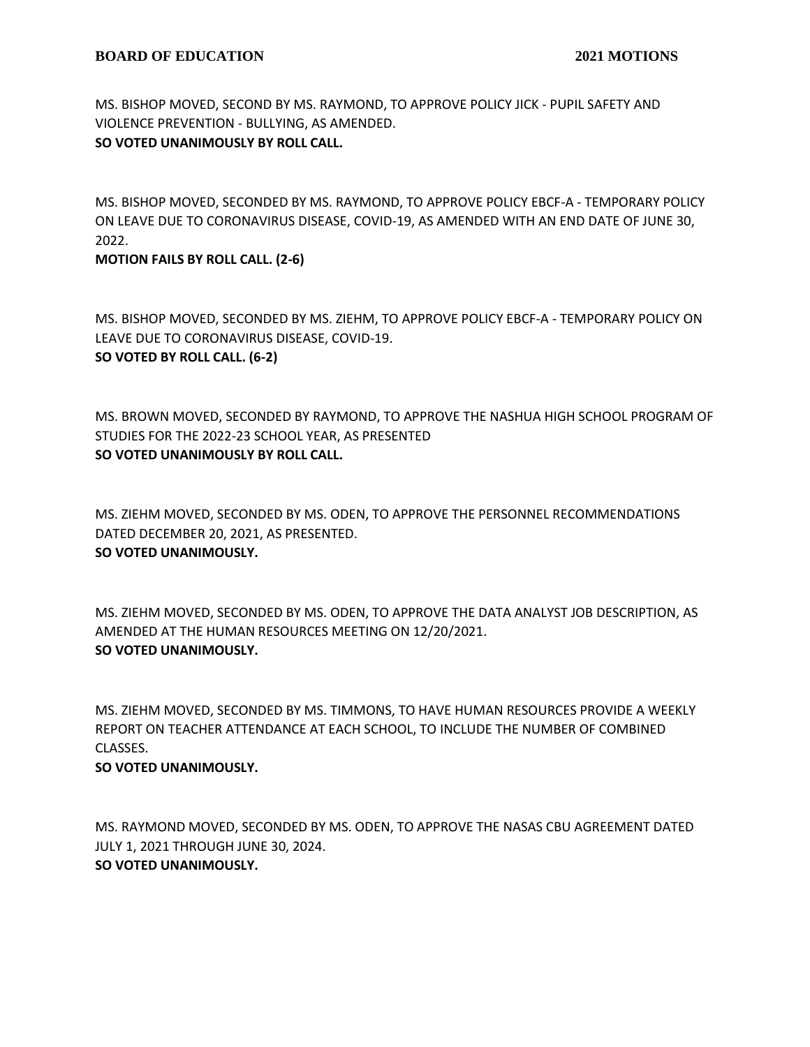MS. BISHOP MOVED, SECOND BY MS. RAYMOND, TO APPROVE POLICY JICK - PUPIL SAFETY AND VIOLENCE PREVENTION - BULLYING, AS AMENDED.
**SO VOTED UNANIMOUSLY BY ROLL CALL.**

MS. BISHOP MOVED, SECONDED BY MS. RAYMOND, TO APPROVE POLICY EBCF-A - TEMPORARY POLICY ON LEAVE DUE TO CORONAVIRUS DISEASE, COVID-19, AS AMENDED WITH AN END DATE OF JUNE 30, 2022.
**MOTION FAILS BY ROLL CALL. (2-6)**

MS. BISHOP MOVED, SECONDED BY MS. ZIEHM, TO APPROVE POLICY EBCF-A - TEMPORARY POLICY ON LEAVE DUE TO CORONAVIRUS DISEASE, COVID-19.
**SO VOTED BY ROLL CALL. (6-2)**

MS. BROWN MOVED, SECONDED BY RAYMOND, TO APPROVE THE NASHUA HIGH SCHOOL PROGRAM OF STUDIES FOR THE 2022-23 SCHOOL YEAR, AS PRESENTED
**SO VOTED UNANIMOUSLY BY ROLL CALL.**

MS. ZIEHM MOVED, SECONDED BY MS. ODEN, TO APPROVE THE PERSONNEL RECOMMENDATIONS DATED DECEMBER 20, 2021, AS PRESENTED.
**SO VOTED UNANIMOUSLY.**

MS. ZIEHM MOVED, SECONDED BY MS. ODEN, TO APPROVE THE DATA ANALYST JOB DESCRIPTION, AS AMENDED AT THE HUMAN RESOURCES MEETING ON 12/20/2021.
**SO VOTED UNANIMOUSLY.**

MS. ZIEHM MOVED, SECONDED BY MS. TIMMONS, TO HAVE HUMAN RESOURCES PROVIDE A WEEKLY REPORT ON TEACHER ATTENDANCE AT EACH SCHOOL, TO INCLUDE THE NUMBER OF COMBINED CLASSES.
**SO VOTED UNANIMOUSLY.**

MS. RAYMOND MOVED, SECONDED BY MS. ODEN, TO APPROVE THE NASAS CBU AGREEMENT DATED JULY 1, 2021 THROUGH JUNE 30, 2024.
**SO VOTED UNANIMOUSLY.**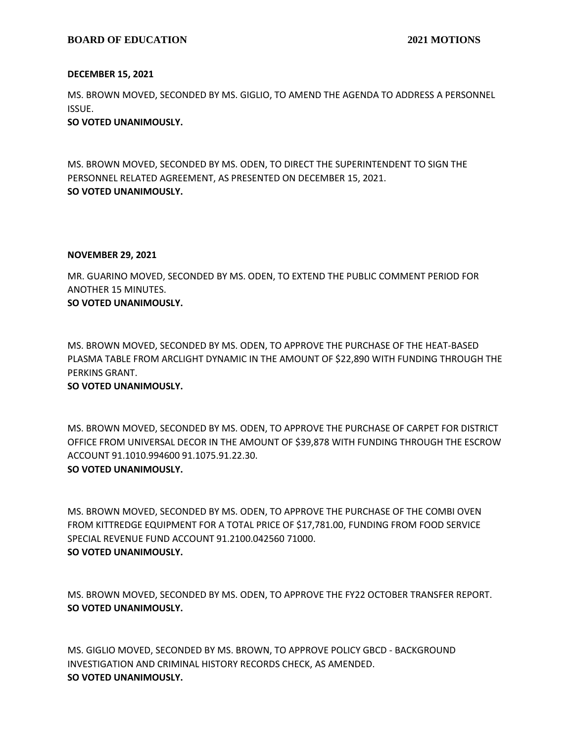**DECEMBER 15, 2021**

MS. BROWN MOVED, SECONDED BY MS. GIGLIO, TO AMEND THE AGENDA TO ADDRESS A PERSONNEL ISSUE.
**SO VOTED UNANIMOUSLY.**

MS. BROWN MOVED, SECONDED BY MS. ODEN, TO DIRECT THE SUPERINTENDENT TO SIGN THE PERSONNEL RELATED AGREEMENT, AS PRESENTED ON DECEMBER 15, 2021.
**SO VOTED UNANIMOUSLY.**

**NOVEMBER 29, 2021**

MR. GUARINO MOVED, SECONDED BY MS. ODEN, TO EXTEND THE PUBLIC COMMENT PERIOD FOR ANOTHER 15 MINUTES.
**SO VOTED UNANIMOUSLY.**

MS. BROWN MOVED, SECONDED BY MS. ODEN, TO APPROVE THE PURCHASE OF THE HEAT-BASED PLASMA TABLE FROM ARCLIGHT DYNAMIC IN THE AMOUNT OF $22,890 WITH FUNDING THROUGH THE PERKINS GRANT.
**SO VOTED UNANIMOUSLY.**

MS. BROWN MOVED, SECONDED BY MS. ODEN, TO APPROVE THE PURCHASE OF CARPET FOR DISTRICT OFFICE FROM UNIVERSAL DECOR IN THE AMOUNT OF $39,878 WITH FUNDING THROUGH THE ESCROW ACCOUNT 91.1010.994600 91.1075.91.22.30.
**SO VOTED UNANIMOUSLY.**

MS. BROWN MOVED, SECONDED BY MS. ODEN, TO APPROVE THE PURCHASE OF THE COMBI OVEN FROM KITTREDGE EQUIPMENT FOR A TOTAL PRICE OF $17,781.00, FUNDING FROM FOOD SERVICE SPECIAL REVENUE FUND ACCOUNT 91.2100.042560 71000.
**SO VOTED UNANIMOUSLY.**

MS. BROWN MOVED, SECONDED BY MS. ODEN, TO APPROVE THE FY22 OCTOBER TRANSFER REPORT.
**SO VOTED UNANIMOUSLY.**

MS. GIGLIO MOVED, SECONDED BY MS. BROWN, TO APPROVE POLICY GBCD - BACKGROUND INVESTIGATION AND CRIMINAL HISTORY RECORDS CHECK, AS AMENDED.
**SO VOTED UNANIMOUSLY.**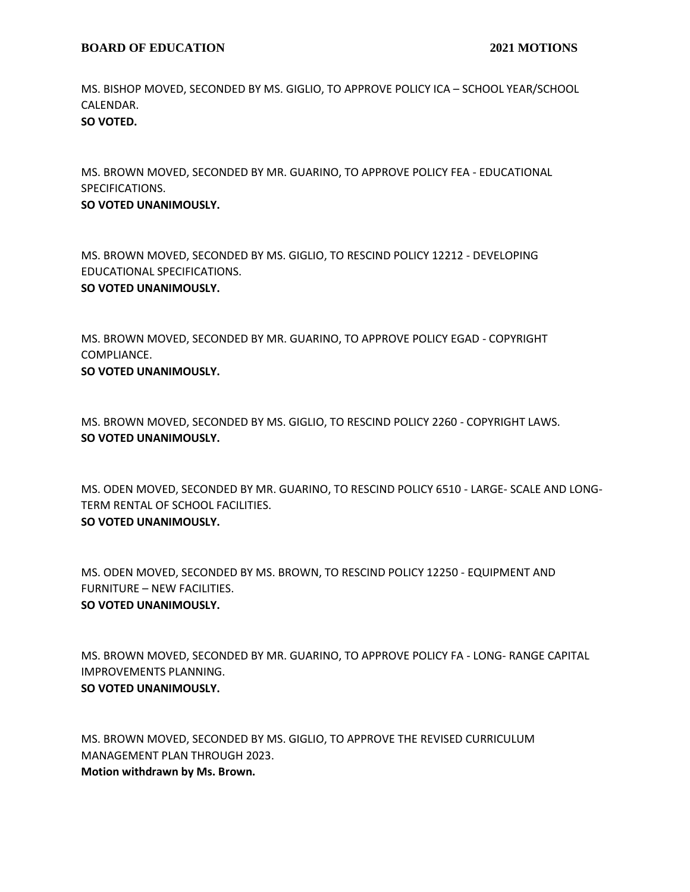MS. BISHOP MOVED, SECONDED BY MS. GIGLIO, TO APPROVE POLICY ICA – SCHOOL YEAR/SCHOOL CALENDAR.
**SO VOTED.**

MS. BROWN MOVED, SECONDED BY MR. GUARINO, TO APPROVE POLICY FEA - EDUCATIONAL SPECIFICATIONS.
**SO VOTED UNANIMOUSLY.**

MS. BROWN MOVED, SECONDED BY MS. GIGLIO, TO RESCIND POLICY 12212 - DEVELOPING EDUCATIONAL SPECIFICATIONS.
**SO VOTED UNANIMOUSLY.**

MS. BROWN MOVED, SECONDED BY MR. GUARINO, TO APPROVE POLICY EGAD - COPYRIGHT COMPLIANCE.
**SO VOTED UNANIMOUSLY.**

MS. BROWN MOVED, SECONDED BY MS. GIGLIO, TO RESCIND POLICY 2260 - COPYRIGHT LAWS.
**SO VOTED UNANIMOUSLY.**

MS. ODEN MOVED, SECONDED BY MR. GUARINO, TO RESCIND POLICY 6510 - LARGE- SCALE AND LONG-TERM RENTAL OF SCHOOL FACILITIES.
**SO VOTED UNANIMOUSLY.**

MS. ODEN MOVED, SECONDED BY MS. BROWN, TO RESCIND POLICY 12250 - EQUIPMENT AND FURNITURE – NEW FACILITIES.
**SO VOTED UNANIMOUSLY.**

MS. BROWN MOVED, SECONDED BY MR. GUARINO, TO APPROVE POLICY FA - LONG- RANGE CAPITAL IMPROVEMENTS PLANNING.
**SO VOTED UNANIMOUSLY.**

MS. BROWN MOVED, SECONDED BY MS. GIGLIO, TO APPROVE THE REVISED CURRICULUM MANAGEMENT PLAN THROUGH 2023.
**Motion withdrawn by Ms. Brown.**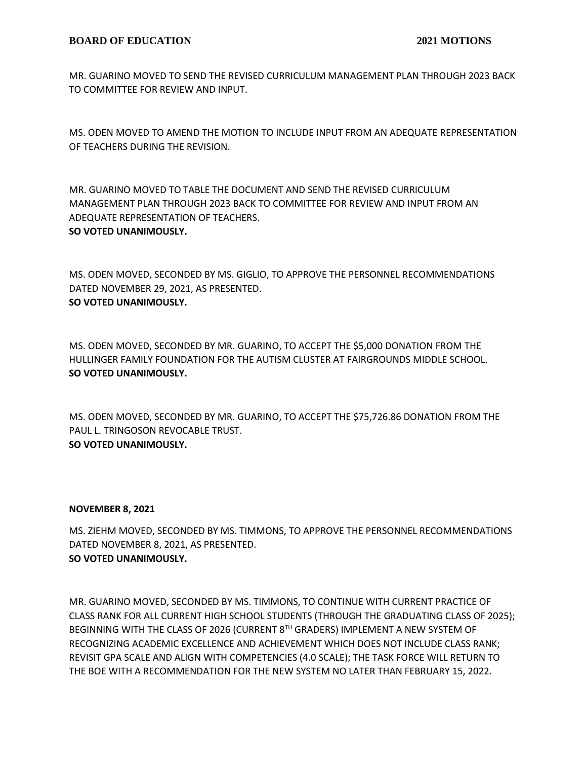MR. GUARINO MOVED TO SEND THE REVISED CURRICULUM MANAGEMENT PLAN THROUGH 2023 BACK TO COMMITTEE FOR REVIEW AND INPUT.

MS. ODEN MOVED TO AMEND THE MOTION TO INCLUDE INPUT FROM AN ADEQUATE REPRESENTATION OF TEACHERS DURING THE REVISION.

MR. GUARINO MOVED TO TABLE THE DOCUMENT AND SEND THE REVISED CURRICULUM MANAGEMENT PLAN THROUGH 2023 BACK TO COMMITTEE FOR REVIEW AND INPUT FROM AN ADEQUATE REPRESENTATION OF TEACHERS.
**SO VOTED UNANIMOUSLY.**

MS. ODEN MOVED, SECONDED BY MS. GIGLIO, TO APPROVE THE PERSONNEL RECOMMENDATIONS DATED NOVEMBER 29, 2021, AS PRESENTED.
**SO VOTED UNANIMOUSLY.**

MS. ODEN MOVED, SECONDED BY MR. GUARINO, TO ACCEPT THE $5,000 DONATION FROM THE HULLINGER FAMILY FOUNDATION FOR THE AUTISM CLUSTER AT FAIRGROUNDS MIDDLE SCHOOL.
**SO VOTED UNANIMOUSLY.**

MS. ODEN MOVED, SECONDED BY MR. GUARINO, TO ACCEPT THE $75,726.86 DONATION FROM THE PAUL L. TRINGOSON REVOCABLE TRUST.
**SO VOTED UNANIMOUSLY.**

**NOVEMBER 8, 2021**

MS. ZIEHM MOVED, SECONDED BY MS. TIMMONS, TO APPROVE THE PERSONNEL RECOMMENDATIONS DATED NOVEMBER 8, 2021, AS PRESENTED.
**SO VOTED UNANIMOUSLY.**

MR. GUARINO MOVED, SECONDED BY MS. TIMMONS, TO CONTINUE WITH CURRENT PRACTICE OF CLASS RANK FOR ALL CURRENT HIGH SCHOOL STUDENTS (THROUGH THE GRADUATING CLASS OF 2025); BEGINNING WITH THE CLASS OF 2026 (CURRENT 8TH GRADERS) IMPLEMENT A NEW SYSTEM OF RECOGNIZING ACADEMIC EXCELLENCE AND ACHIEVEMENT WHICH DOES NOT INCLUDE CLASS RANK; REVISIT GPA SCALE AND ALIGN WITH COMPETENCIES (4.0 SCALE); THE TASK FORCE WILL RETURN TO THE BOE WITH A RECOMMENDATION FOR THE NEW SYSTEM NO LATER THAN FEBRUARY 15, 2022.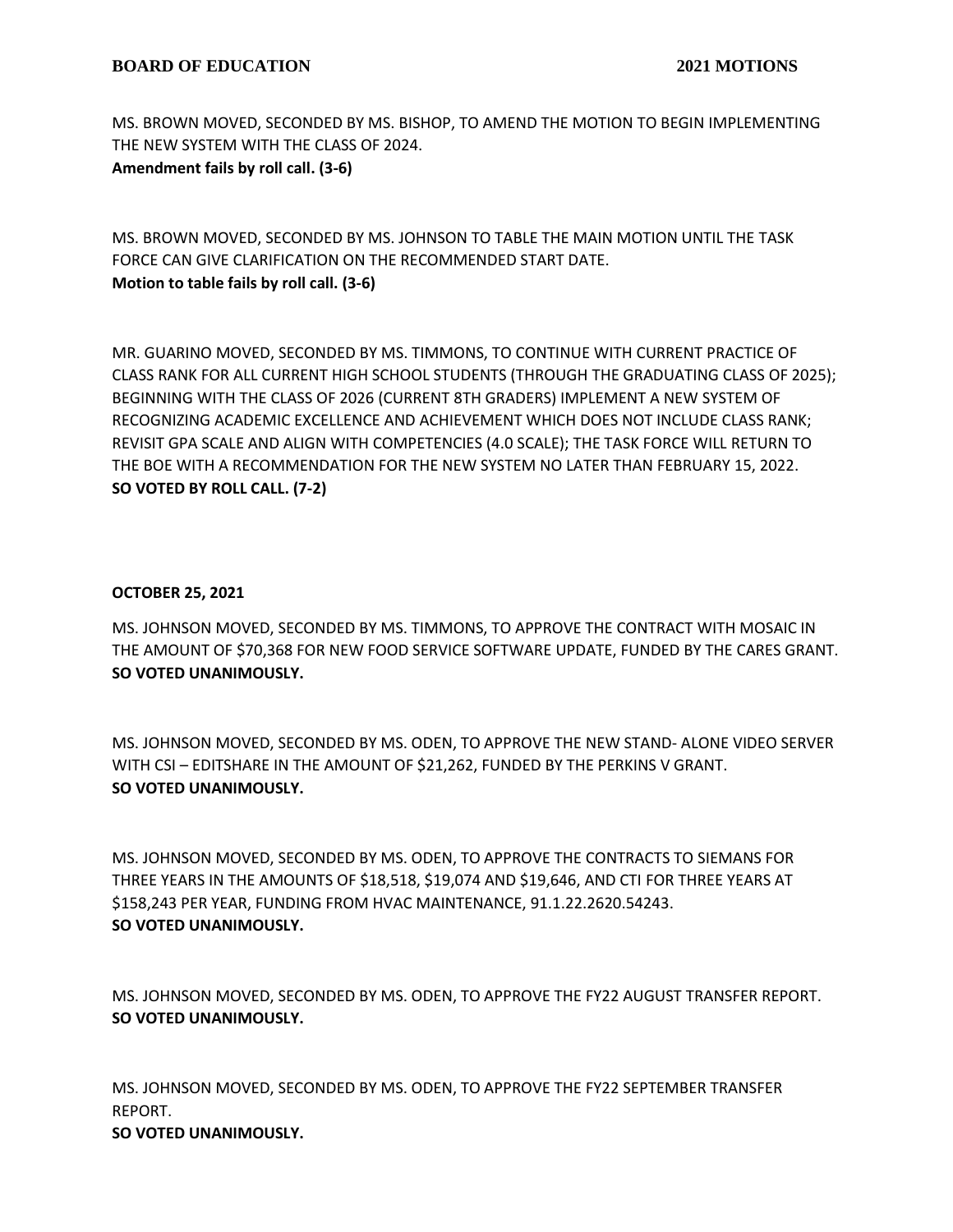MS. BROWN MOVED, SECONDED BY MS. BISHOP, TO AMEND THE MOTION TO BEGIN IMPLEMENTING THE NEW SYSTEM WITH THE CLASS OF 2024.
**Amendment fails by roll call. (3-6)**

MS. BROWN MOVED, SECONDED BY MS. JOHNSON TO TABLE THE MAIN MOTION UNTIL THE TASK FORCE CAN GIVE CLARIFICATION ON THE RECOMMENDED START DATE.
**Motion to table fails by roll call. (3-6)**

MR. GUARINO MOVED, SECONDED BY MS. TIMMONS, TO CONTINUE WITH CURRENT PRACTICE OF CLASS RANK FOR ALL CURRENT HIGH SCHOOL STUDENTS (THROUGH THE GRADUATING CLASS OF 2025); BEGINNING WITH THE CLASS OF 2026 (CURRENT 8TH GRADERS) IMPLEMENT A NEW SYSTEM OF RECOGNIZING ACADEMIC EXCELLENCE AND ACHIEVEMENT WHICH DOES NOT INCLUDE CLASS RANK; REVISIT GPA SCALE AND ALIGN WITH COMPETENCIES (4.0 SCALE); THE TASK FORCE WILL RETURN TO THE BOE WITH A RECOMMENDATION FOR THE NEW SYSTEM NO LATER THAN FEBRUARY 15, 2022.
**SO VOTED BY ROLL CALL. (7-2)**

**OCTOBER 25, 2021**

MS. JOHNSON MOVED, SECONDED BY MS. TIMMONS, TO APPROVE THE CONTRACT WITH MOSAIC IN THE AMOUNT OF $70,368 FOR NEW FOOD SERVICE SOFTWARE UPDATE, FUNDED BY THE CARES GRANT.
**SO VOTED UNANIMOUSLY.**

MS. JOHNSON MOVED, SECONDED BY MS. ODEN, TO APPROVE THE NEW STAND- ALONE VIDEO SERVER WITH CSI – EDITSHARE IN THE AMOUNT OF $21,262, FUNDED BY THE PERKINS V GRANT.
**SO VOTED UNANIMOUSLY.**

MS. JOHNSON MOVED, SECONDED BY MS. ODEN, TO APPROVE THE CONTRACTS TO SIEMANS FOR THREE YEARS IN THE AMOUNTS OF $18,518, $19,074 AND $19,646, AND CTI FOR THREE YEARS AT $158,243 PER YEAR, FUNDING FROM HVAC MAINTENANCE, 91.1.22.2620.54243.
**SO VOTED UNANIMOUSLY.**

MS. JOHNSON MOVED, SECONDED BY MS. ODEN, TO APPROVE THE FY22 AUGUST TRANSFER REPORT.
**SO VOTED UNANIMOUSLY.**

MS. JOHNSON MOVED, SECONDED BY MS. ODEN, TO APPROVE THE FY22 SEPTEMBER TRANSFER REPORT.
**SO VOTED UNANIMOUSLY.**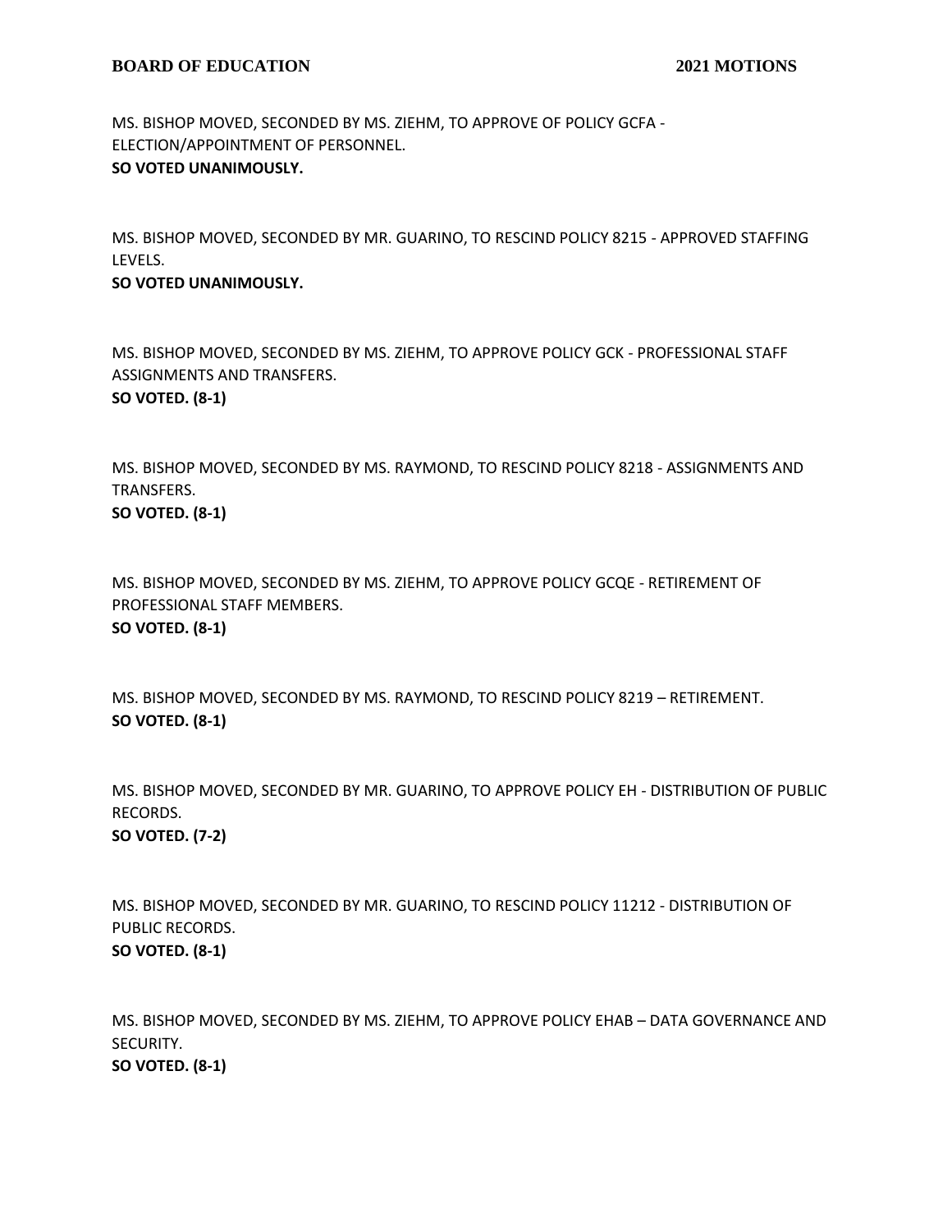MS. BISHOP MOVED, SECONDED BY MS. ZIEHM, TO APPROVE OF POLICY GCFA - ELECTION/APPOINTMENT OF PERSONNEL.
**SO VOTED UNANIMOUSLY.**

MS. BISHOP MOVED, SECONDED BY MR. GUARINO, TO RESCIND POLICY 8215 - APPROVED STAFFING LEVELS.
**SO VOTED UNANIMOUSLY.**

MS. BISHOP MOVED, SECONDED BY MS. ZIEHM, TO APPROVE POLICY GCK - PROFESSIONAL STAFF ASSIGNMENTS AND TRANSFERS.
**SO VOTED. (8-1)**

MS. BISHOP MOVED, SECONDED BY MS. RAYMOND, TO RESCIND POLICY 8218 - ASSIGNMENTS AND TRANSFERS.
**SO VOTED. (8-1)**

MS. BISHOP MOVED, SECONDED BY MS. ZIEHM, TO APPROVE POLICY GCQE - RETIREMENT OF PROFESSIONAL STAFF MEMBERS.
**SO VOTED. (8-1)**

MS. BISHOP MOVED, SECONDED BY MS. RAYMOND, TO RESCIND POLICY 8219 – RETIREMENT.
**SO VOTED. (8-1)**

MS. BISHOP MOVED, SECONDED BY MR. GUARINO, TO APPROVE POLICY EH - DISTRIBUTION OF PUBLIC RECORDS.
**SO VOTED. (7-2)**

MS. BISHOP MOVED, SECONDED BY MR. GUARINO, TO RESCIND POLICY 11212 - DISTRIBUTION OF PUBLIC RECORDS.
**SO VOTED. (8-1)**

MS. BISHOP MOVED, SECONDED BY MS. ZIEHM, TO APPROVE POLICY EHAB – DATA GOVERNANCE AND SECURITY.
**SO VOTED. (8-1)**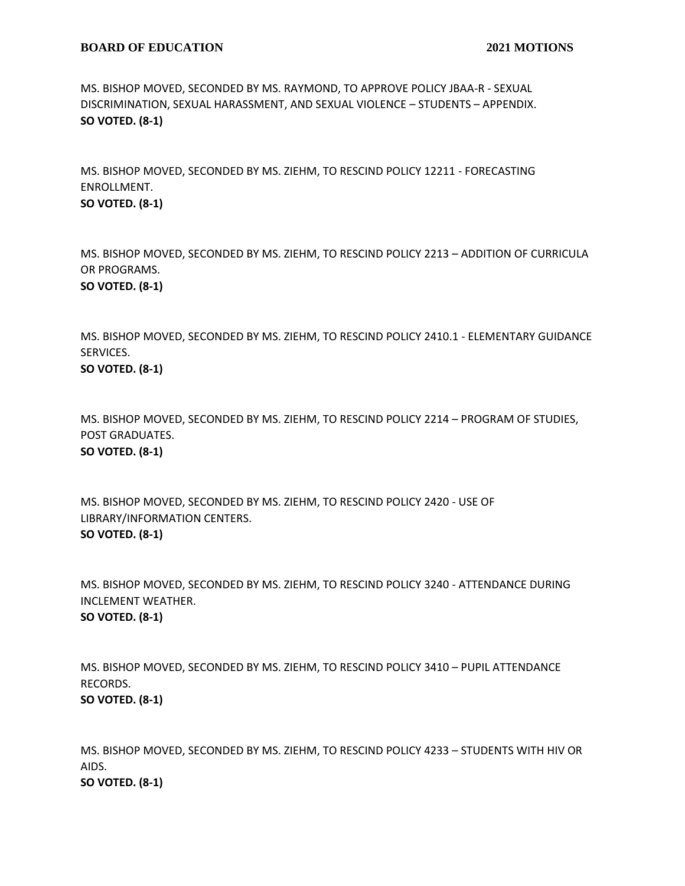MS. BISHOP MOVED, SECONDED BY MS. RAYMOND, TO APPROVE POLICY JBAA-R - SEXUAL DISCRIMINATION, SEXUAL HARASSMENT, AND SEXUAL VIOLENCE – STUDENTS – APPENDIX.
**SO VOTED. (8-1)**

MS. BISHOP MOVED, SECONDED BY MS. ZIEHM, TO RESCIND POLICY 12211 - FORECASTING ENROLLMENT.
**SO VOTED. (8-1)**

MS. BISHOP MOVED, SECONDED BY MS. ZIEHM, TO RESCIND POLICY 2213 – ADDITION OF CURRICULA OR PROGRAMS.
**SO VOTED. (8-1)**

MS. BISHOP MOVED, SECONDED BY MS. ZIEHM, TO RESCIND POLICY 2410.1 - ELEMENTARY GUIDANCE SERVICES.
**SO VOTED. (8-1)**

MS. BISHOP MOVED, SECONDED BY MS. ZIEHM, TO RESCIND POLICY 2214 – PROGRAM OF STUDIES, POST GRADUATES.
**SO VOTED. (8-1)**

MS. BISHOP MOVED, SECONDED BY MS. ZIEHM, TO RESCIND POLICY 2420 - USE OF LIBRARY/INFORMATION CENTERS.
**SO VOTED. (8-1)**

MS. BISHOP MOVED, SECONDED BY MS. ZIEHM, TO RESCIND POLICY 3240 - ATTENDANCE DURING INCLEMENT WEATHER.
**SO VOTED. (8-1)**

MS. BISHOP MOVED, SECONDED BY MS. ZIEHM, TO RESCIND POLICY 3410 – PUPIL ATTENDANCE RECORDS.
**SO VOTED. (8-1)**

MS. BISHOP MOVED, SECONDED BY MS. ZIEHM, TO RESCIND POLICY 4233 – STUDENTS WITH HIV OR AIDS.
**SO VOTED. (8-1)**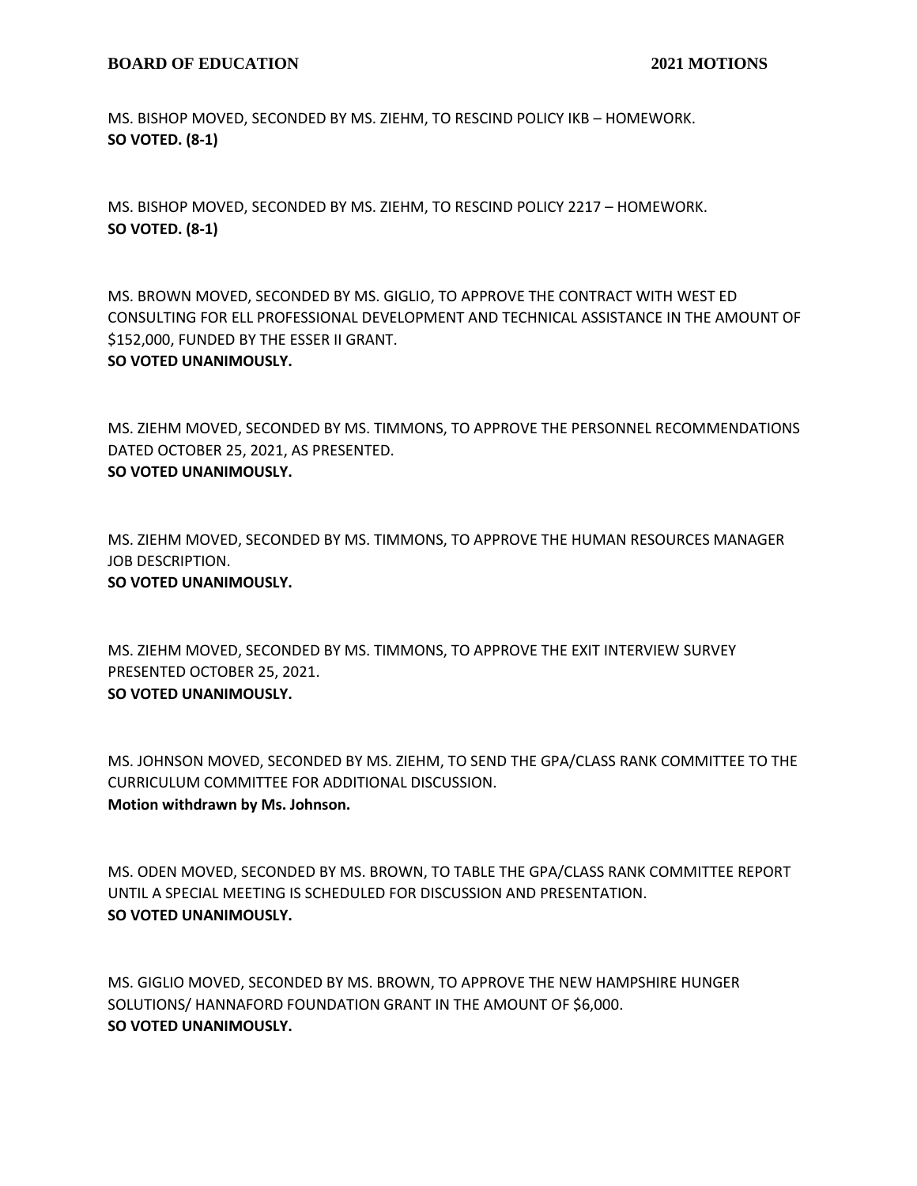MS. BISHOP MOVED, SECONDED BY MS. ZIEHM, TO RESCIND POLICY IKB – HOMEWORK.
**SO VOTED. (8-1)**

MS. BISHOP MOVED, SECONDED BY MS. ZIEHM, TO RESCIND POLICY 2217 – HOMEWORK.
**SO VOTED. (8-1)**

MS. BROWN MOVED, SECONDED BY MS. GIGLIO, TO APPROVE THE CONTRACT WITH WEST ED CONSULTING FOR ELL PROFESSIONAL DEVELOPMENT AND TECHNICAL ASSISTANCE IN THE AMOUNT OF $152,000, FUNDED BY THE ESSER II GRANT.
**SO VOTED UNANIMOUSLY.**

MS. ZIEHM MOVED, SECONDED BY MS. TIMMONS, TO APPROVE THE PERSONNEL RECOMMENDATIONS DATED OCTOBER 25, 2021, AS PRESENTED.
**SO VOTED UNANIMOUSLY.**

MS. ZIEHM MOVED, SECONDED BY MS. TIMMONS, TO APPROVE THE HUMAN RESOURCES MANAGER JOB DESCRIPTION.
**SO VOTED UNANIMOUSLY.**

MS. ZIEHM MOVED, SECONDED BY MS. TIMMONS, TO APPROVE THE EXIT INTERVIEW SURVEY PRESENTED OCTOBER 25, 2021.
**SO VOTED UNANIMOUSLY.**

MS. JOHNSON MOVED, SECONDED BY MS. ZIEHM, TO SEND THE GPA/CLASS RANK COMMITTEE TO THE CURRICULUM COMMITTEE FOR ADDITIONAL DISCUSSION.
**Motion withdrawn by Ms. Johnson.**

MS. ODEN MOVED, SECONDED BY MS. BROWN, TO TABLE THE GPA/CLASS RANK COMMITTEE REPORT UNTIL A SPECIAL MEETING IS SCHEDULED FOR DISCUSSION AND PRESENTATION.
**SO VOTED UNANIMOUSLY.**

MS. GIGLIO MOVED, SECONDED BY MS. BROWN, TO APPROVE THE NEW HAMPSHIRE HUNGER SOLUTIONS/ HANNAFORD FOUNDATION GRANT IN THE AMOUNT OF $6,000.
**SO VOTED UNANIMOUSLY.**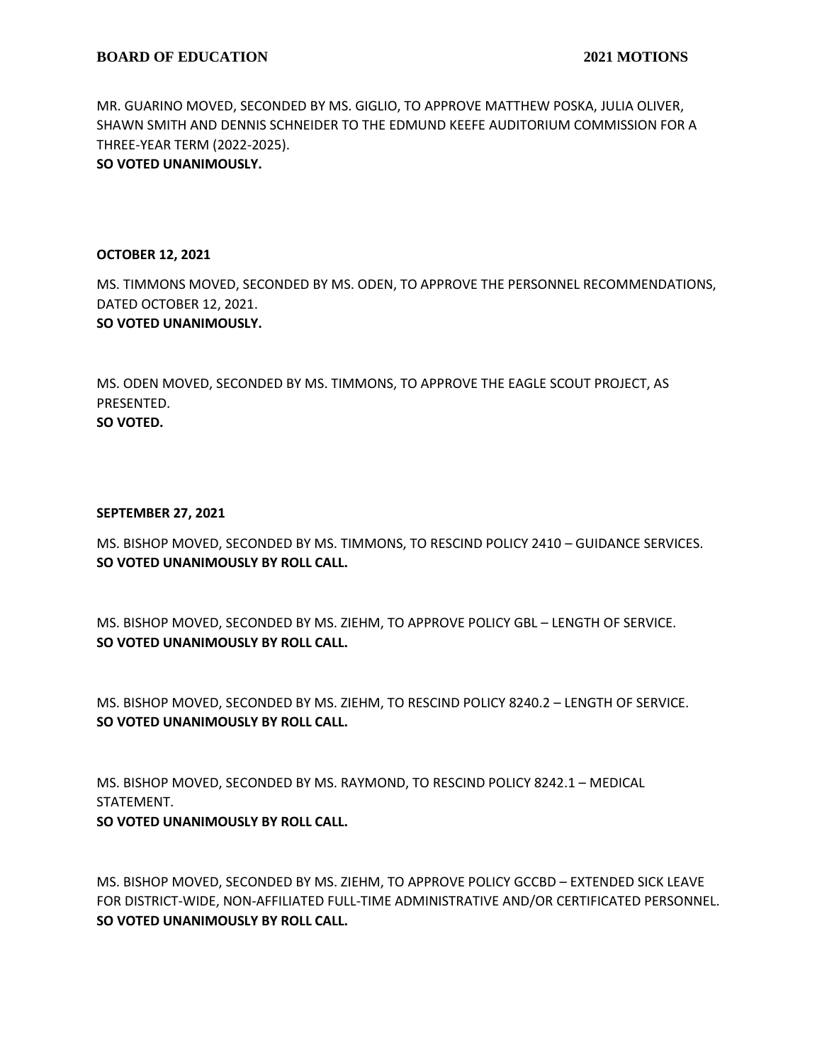MR. GUARINO MOVED, SECONDED BY MS. GIGLIO, TO APPROVE MATTHEW POSKA, JULIA OLIVER, SHAWN SMITH AND DENNIS SCHNEIDER TO THE EDMUND KEEFE AUDITORIUM COMMISSION FOR A THREE-YEAR TERM (2022-2025).
**SO VOTED UNANIMOUSLY.**

**OCTOBER 12, 2021**

MS. TIMMONS MOVED, SECONDED BY MS. ODEN, TO APPROVE THE PERSONNEL RECOMMENDATIONS, DATED OCTOBER 12, 2021.
**SO VOTED UNANIMOUSLY.**

MS. ODEN MOVED, SECONDED BY MS. TIMMONS, TO APPROVE THE EAGLE SCOUT PROJECT, AS PRESENTED.
**SO VOTED.**

**SEPTEMBER 27, 2021**

MS. BISHOP MOVED, SECONDED BY MS. TIMMONS, TO RESCIND POLICY 2410 – GUIDANCE SERVICES.
**SO VOTED UNANIMOUSLY BY ROLL CALL.**

MS. BISHOP MOVED, SECONDED BY MS. ZIEHM, TO APPROVE POLICY GBL – LENGTH OF SERVICE.
**SO VOTED UNANIMOUSLY BY ROLL CALL.**

MS. BISHOP MOVED, SECONDED BY MS. ZIEHM, TO RESCIND POLICY 8240.2 – LENGTH OF SERVICE.
**SO VOTED UNANIMOUSLY BY ROLL CALL.**

MS. BISHOP MOVED, SECONDED BY MS. RAYMOND, TO RESCIND POLICY 8242.1 – MEDICAL STATEMENT.
**SO VOTED UNANIMOUSLY BY ROLL CALL.**

MS. BISHOP MOVED, SECONDED BY MS. ZIEHM, TO APPROVE POLICY GCCBD – EXTENDED SICK LEAVE FOR DISTRICT-WIDE, NON-AFFILIATED FULL-TIME ADMINISTRATIVE AND/OR CERTIFICATED PERSONNEL.
**SO VOTED UNANIMOUSLY BY ROLL CALL.**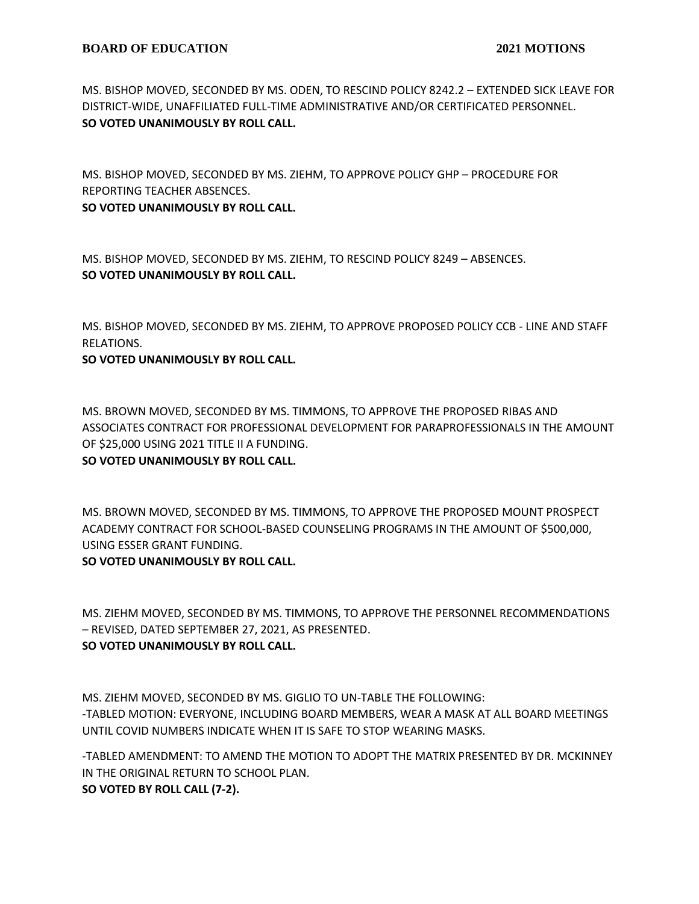MS. BISHOP MOVED, SECONDED BY MS. ODEN, TO RESCIND POLICY 8242.2 – EXTENDED SICK LEAVE FOR DISTRICT-WIDE, UNAFFILIATED FULL-TIME ADMINISTRATIVE AND/OR CERTIFICATED PERSONNEL.
**SO VOTED UNANIMOUSLY BY ROLL CALL.**

MS. BISHOP MOVED, SECONDED BY MS. ZIEHM, TO APPROVE POLICY GHP – PROCEDURE FOR REPORTING TEACHER ABSENCES.
**SO VOTED UNANIMOUSLY BY ROLL CALL.**

MS. BISHOP MOVED, SECONDED BY MS. ZIEHM, TO RESCIND POLICY 8249 – ABSENCES.
**SO VOTED UNANIMOUSLY BY ROLL CALL.**

MS. BISHOP MOVED, SECONDED BY MS. ZIEHM, TO APPROVE PROPOSED POLICY CCB - LINE AND STAFF RELATIONS.
**SO VOTED UNANIMOUSLY BY ROLL CALL.**

MS. BROWN MOVED, SECONDED BY MS. TIMMONS, TO APPROVE THE PROPOSED RIBAS AND ASSOCIATES CONTRACT FOR PROFESSIONAL DEVELOPMENT FOR PARAPROFESSIONALS IN THE AMOUNT OF $25,000 USING 2021 TITLE II A FUNDING.
**SO VOTED UNANIMOUSLY BY ROLL CALL.**

MS. BROWN MOVED, SECONDED BY MS. TIMMONS, TO APPROVE THE PROPOSED MOUNT PROSPECT ACADEMY CONTRACT FOR SCHOOL-BASED COUNSELING PROGRAMS IN THE AMOUNT OF $500,000, USING ESSER GRANT FUNDING.
**SO VOTED UNANIMOUSLY BY ROLL CALL.**

MS. ZIEHM MOVED, SECONDED BY MS. TIMMONS, TO APPROVE THE PERSONNEL RECOMMENDATIONS – REVISED, DATED SEPTEMBER 27, 2021, AS PRESENTED.
**SO VOTED UNANIMOUSLY BY ROLL CALL.**

MS. ZIEHM MOVED, SECONDED BY MS. GIGLIO TO UN-TABLE THE FOLLOWING:
-TABLED MOTION: EVERYONE, INCLUDING BOARD MEMBERS, WEAR A MASK AT ALL BOARD MEETINGS UNTIL COVID NUMBERS INDICATE WHEN IT IS SAFE TO STOP WEARING MASKS.

-TABLED AMENDMENT: TO AMEND THE MOTION TO ADOPT THE MATRIX PRESENTED BY DR. MCKINNEY IN THE ORIGINAL RETURN TO SCHOOL PLAN.
**SO VOTED BY ROLL CALL (7-2).**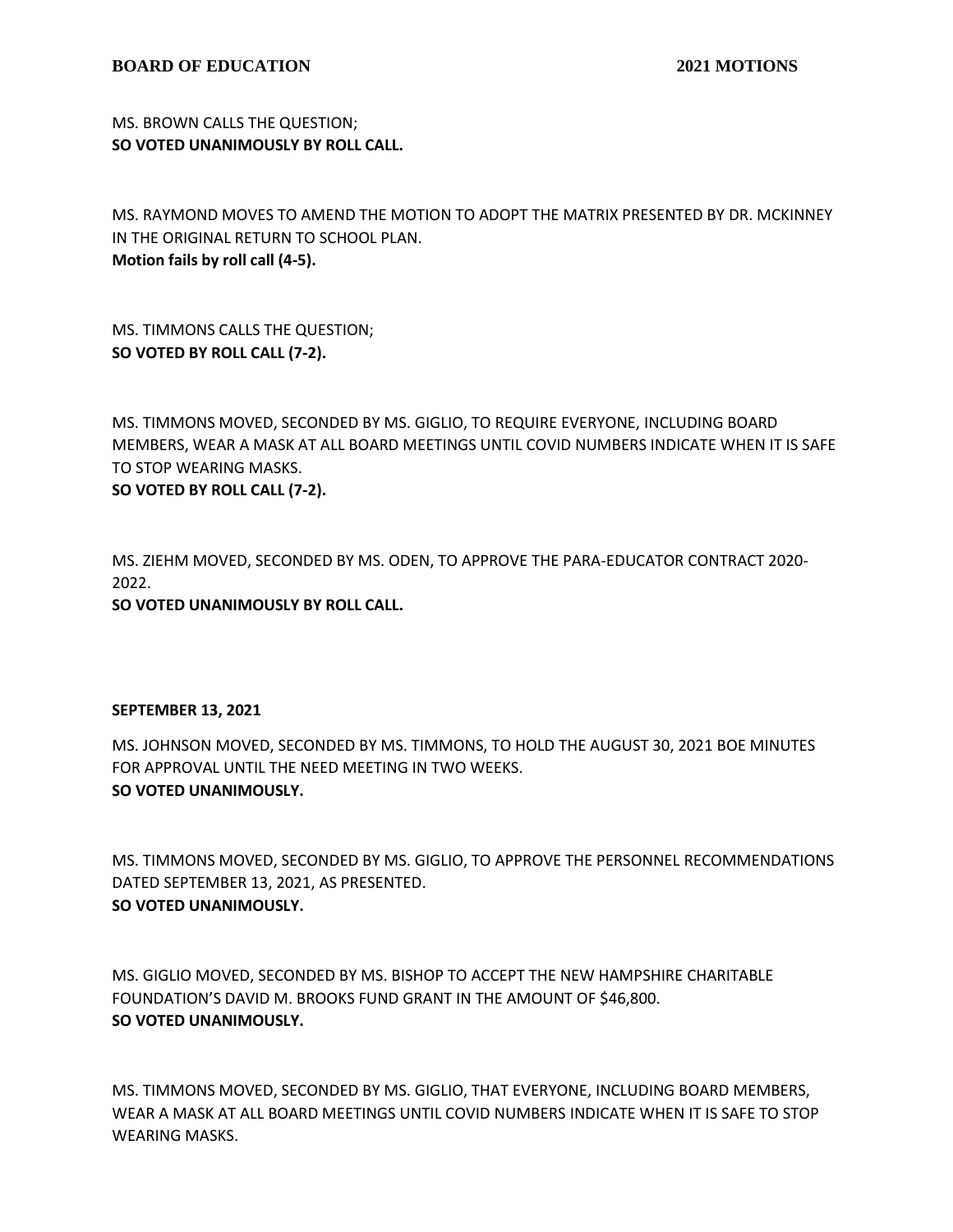MS. BROWN CALLS THE QUESTION;
**SO VOTED UNANIMOUSLY BY ROLL CALL.**

MS. RAYMOND MOVES TO AMEND THE MOTION TO ADOPT THE MATRIX PRESENTED BY DR. MCKINNEY IN THE ORIGINAL RETURN TO SCHOOL PLAN.
**Motion fails by roll call (4-5).**

MS. TIMMONS CALLS THE QUESTION;
**SO VOTED BY ROLL CALL (7-2).**

MS. TIMMONS MOVED, SECONDED BY MS. GIGLIO, TO REQUIRE EVERYONE, INCLUDING BOARD MEMBERS, WEAR A MASK AT ALL BOARD MEETINGS UNTIL COVID NUMBERS INDICATE WHEN IT IS SAFE TO STOP WEARING MASKS.
**SO VOTED BY ROLL CALL (7-2).**

MS. ZIEHM MOVED, SECONDED BY MS. ODEN, TO APPROVE THE PARA-EDUCATOR CONTRACT 2020-2022.
**SO VOTED UNANIMOUSLY BY ROLL CALL.**

**SEPTEMBER 13, 2021**

MS. JOHNSON MOVED, SECONDED BY MS. TIMMONS, TO HOLD THE AUGUST 30, 2021 BOE MINUTES FOR APPROVAL UNTIL THE NEED MEETING IN TWO WEEKS.
**SO VOTED UNANIMOUSLY.**

MS. TIMMONS MOVED, SECONDED BY MS. GIGLIO, TO APPROVE THE PERSONNEL RECOMMENDATIONS DATED SEPTEMBER 13, 2021, AS PRESENTED.
**SO VOTED UNANIMOUSLY.**

MS. GIGLIO MOVED, SECONDED BY MS. BISHOP TO ACCEPT THE NEW HAMPSHIRE CHARITABLE FOUNDATION'S DAVID M. BROOKS FUND GRANT IN THE AMOUNT OF $46,800.
**SO VOTED UNANIMOUSLY.**

MS. TIMMONS MOVED, SECONDED BY MS. GIGLIO, THAT EVERYONE, INCLUDING BOARD MEMBERS, WEAR A MASK AT ALL BOARD MEETINGS UNTIL COVID NUMBERS INDICATE WHEN IT IS SAFE TO STOP WEARING MASKS.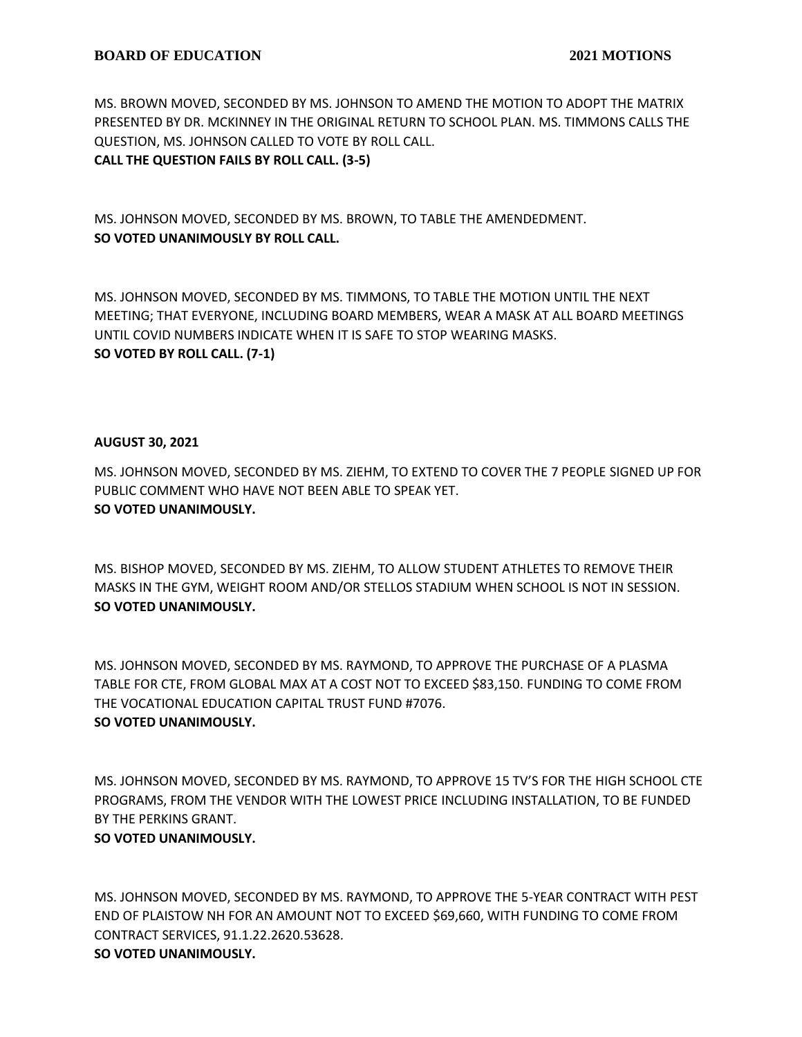MS. BROWN MOVED, SECONDED BY MS. JOHNSON TO AMEND THE MOTION TO ADOPT THE MATRIX PRESENTED BY DR. MCKINNEY IN THE ORIGINAL RETURN TO SCHOOL PLAN. MS. TIMMONS CALLS THE QUESTION, MS. JOHNSON CALLED TO VOTE BY ROLL CALL.
**CALL THE QUESTION FAILS BY ROLL CALL. (3-5)**

MS. JOHNSON MOVED, SECONDED BY MS. BROWN, TO TABLE THE AMENDEDMENT.
**SO VOTED UNANIMOUSLY BY ROLL CALL.**

MS. JOHNSON MOVED, SECONDED BY MS. TIMMONS, TO TABLE THE MOTION UNTIL THE NEXT MEETING; THAT EVERYONE, INCLUDING BOARD MEMBERS, WEAR A MASK AT ALL BOARD MEETINGS UNTIL COVID NUMBERS INDICATE WHEN IT IS SAFE TO STOP WEARING MASKS.
**SO VOTED BY ROLL CALL. (7-1)**

**AUGUST 30, 2021**

MS. JOHNSON MOVED, SECONDED BY MS. ZIEHM, TO EXTEND TO COVER THE 7 PEOPLE SIGNED UP FOR PUBLIC COMMENT WHO HAVE NOT BEEN ABLE TO SPEAK YET.
**SO VOTED UNANIMOUSLY.**

MS. BISHOP MOVED, SECONDED BY MS. ZIEHM, TO ALLOW STUDENT ATHLETES TO REMOVE THEIR MASKS IN THE GYM, WEIGHT ROOM AND/OR STELLOS STADIUM WHEN SCHOOL IS NOT IN SESSION.
**SO VOTED UNANIMOUSLY.**

MS. JOHNSON MOVED, SECONDED BY MS. RAYMOND, TO APPROVE THE PURCHASE OF A PLASMA TABLE FOR CTE, FROM GLOBAL MAX AT A COST NOT TO EXCEED $83,150. FUNDING TO COME FROM THE VOCATIONAL EDUCATION CAPITAL TRUST FUND #7076.
**SO VOTED UNANIMOUSLY.**

MS. JOHNSON MOVED, SECONDED BY MS. RAYMOND, TO APPROVE 15 TV'S FOR THE HIGH SCHOOL CTE PROGRAMS, FROM THE VENDOR WITH THE LOWEST PRICE INCLUDING INSTALLATION, TO BE FUNDED BY THE PERKINS GRANT.
**SO VOTED UNANIMOUSLY.**

MS. JOHNSON MOVED, SECONDED BY MS. RAYMOND, TO APPROVE THE 5-YEAR CONTRACT WITH PEST END OF PLAISTOW NH FOR AN AMOUNT NOT TO EXCEED $69,660, WITH FUNDING TO COME FROM CONTRACT SERVICES, 91.1.22.2620.53628.
**SO VOTED UNANIMOUSLY.**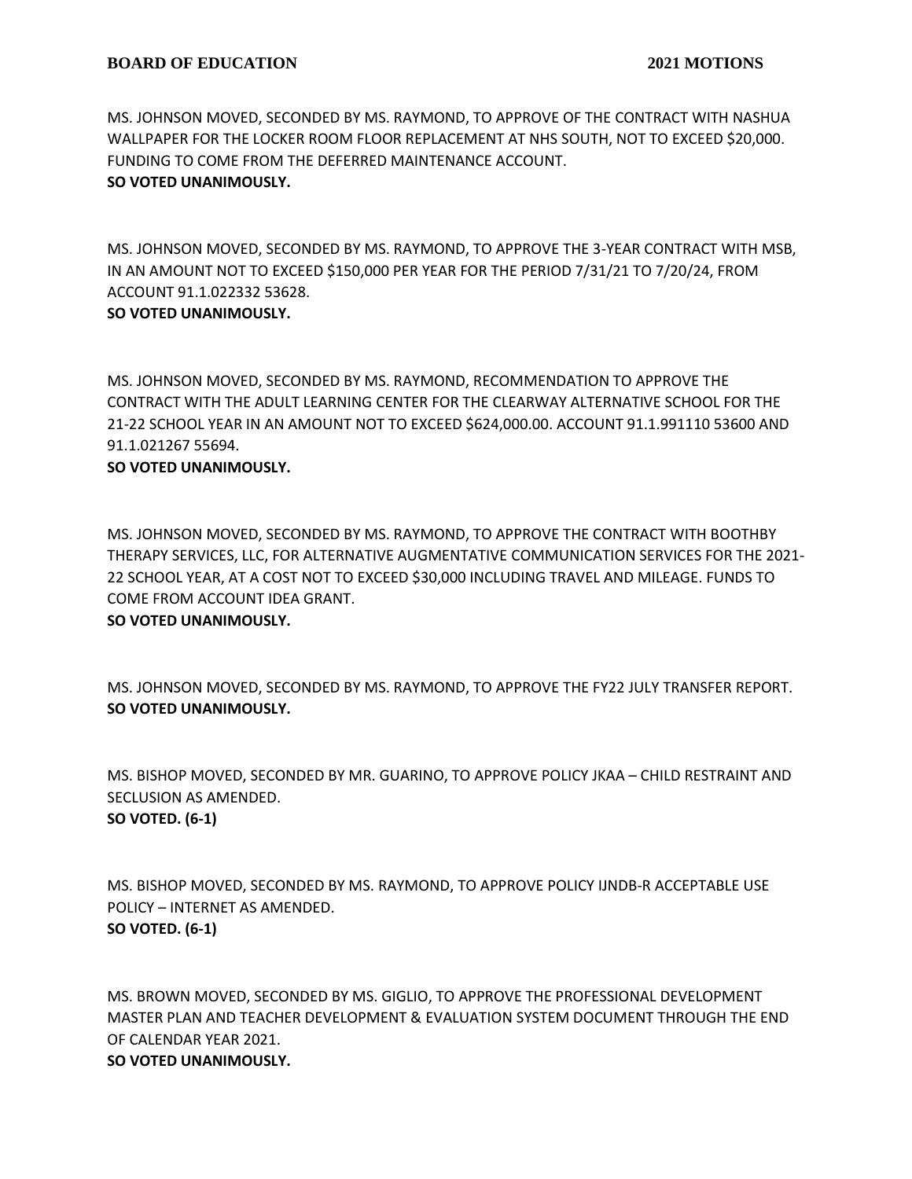MS. JOHNSON MOVED, SECONDED BY MS. RAYMOND, TO APPROVE OF THE CONTRACT WITH NASHUA WALLPAPER FOR THE LOCKER ROOM FLOOR REPLACEMENT AT NHS SOUTH, NOT TO EXCEED $20,000. FUNDING TO COME FROM THE DEFERRED MAINTENANCE ACCOUNT.
**SO VOTED UNANIMOUSLY.**

MS. JOHNSON MOVED, SECONDED BY MS. RAYMOND, TO APPROVE THE 3-YEAR CONTRACT WITH MSB, IN AN AMOUNT NOT TO EXCEED $150,000 PER YEAR FOR THE PERIOD 7/31/21 TO 7/20/24, FROM ACCOUNT 91.1.022332 53628.
**SO VOTED UNANIMOUSLY.**

MS. JOHNSON MOVED, SECONDED BY MS. RAYMOND, RECOMMENDATION TO APPROVE THE CONTRACT WITH THE ADULT LEARNING CENTER FOR THE CLEARWAY ALTERNATIVE SCHOOL FOR THE 21-22 SCHOOL YEAR IN AN AMOUNT NOT TO EXCEED $624,000.00. ACCOUNT 91.1.991110 53600 AND 91.1.021267 55694.
**SO VOTED UNANIMOUSLY.**

MS. JOHNSON MOVED, SECONDED BY MS. RAYMOND, TO APPROVE THE CONTRACT WITH BOOTHBY THERAPY SERVICES, LLC, FOR ALTERNATIVE AUGMENTATIVE COMMUNICATION SERVICES FOR THE 2021-22 SCHOOL YEAR, AT A COST NOT TO EXCEED $30,000 INCLUDING TRAVEL AND MILEAGE. FUNDS TO COME FROM ACCOUNT IDEA GRANT.
**SO VOTED UNANIMOUSLY.**

MS. JOHNSON MOVED, SECONDED BY MS. RAYMOND, TO APPROVE THE FY22 JULY TRANSFER REPORT.
**SO VOTED UNANIMOUSLY.**

MS. BISHOP MOVED, SECONDED BY MR. GUARINO, TO APPROVE POLICY JKAA – CHILD RESTRAINT AND SECLUSION AS AMENDED.
**SO VOTED. (6-1)**

MS. BISHOP MOVED, SECONDED BY MS. RAYMOND, TO APPROVE POLICY IJNDB-R ACCEPTABLE USE POLICY – INTERNET AS AMENDED.
**SO VOTED. (6-1)**

MS. BROWN MOVED, SECONDED BY MS. GIGLIO, TO APPROVE THE PROFESSIONAL DEVELOPMENT MASTER PLAN AND TEACHER DEVELOPMENT & EVALUATION SYSTEM DOCUMENT THROUGH THE END OF CALENDAR YEAR 2021.
**SO VOTED UNANIMOUSLY.**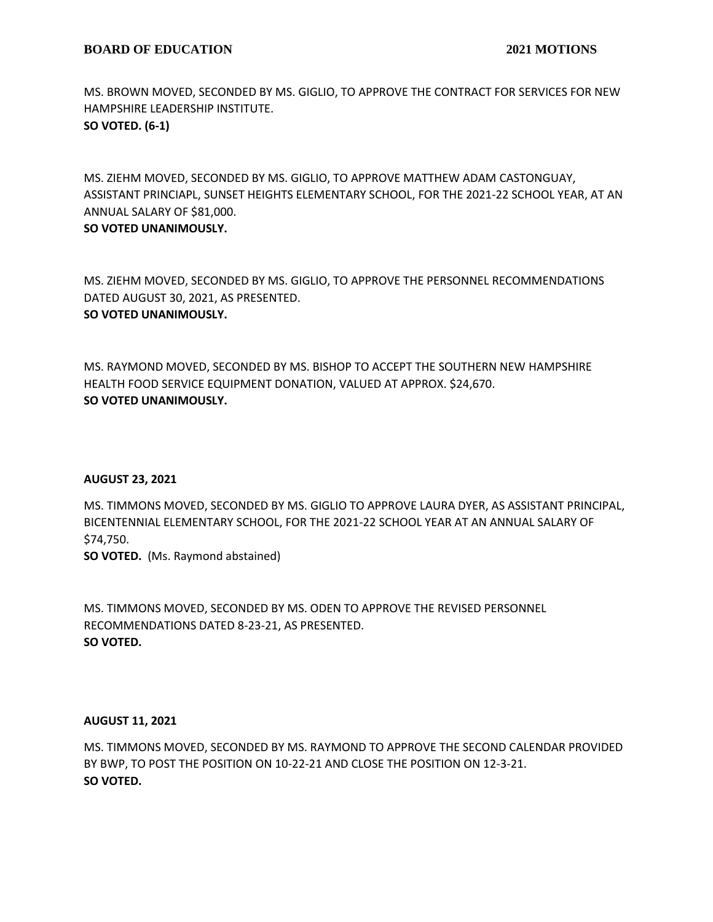MS. BROWN MOVED, SECONDED BY MS. GIGLIO, TO APPROVE THE CONTRACT FOR SERVICES FOR NEW HAMPSHIRE LEADERSHIP INSTITUTE.
**SO VOTED. (6-1)**

MS. ZIEHM MOVED, SECONDED BY MS. GIGLIO, TO APPROVE MATTHEW ADAM CASTONGUAY, ASSISTANT PRINCIAPL, SUNSET HEIGHTS ELEMENTARY SCHOOL, FOR THE 2021-22 SCHOOL YEAR, AT AN ANNUAL SALARY OF $81,000.
**SO VOTED UNANIMOUSLY.**

MS. ZIEHM MOVED, SECONDED BY MS. GIGLIO, TO APPROVE THE PERSONNEL RECOMMENDATIONS DATED AUGUST 30, 2021, AS PRESENTED.
**SO VOTED UNANIMOUSLY.**

MS. RAYMOND MOVED, SECONDED BY MS. BISHOP TO ACCEPT THE SOUTHERN NEW HAMPSHIRE HEALTH FOOD SERVICE EQUIPMENT DONATION, VALUED AT APPROX. $24,670.
**SO VOTED UNANIMOUSLY.**

**AUGUST 23, 2021**

MS. TIMMONS MOVED, SECONDED BY MS. GIGLIO TO APPROVE LAURA DYER, AS ASSISTANT PRINCIPAL, BICENTENNIAL ELEMENTARY SCHOOL, FOR THE 2021-22 SCHOOL YEAR AT AN ANNUAL SALARY OF $74,750.
**SO VOTED.** (Ms. Raymond abstained)

MS. TIMMONS MOVED, SECONDED BY MS. ODEN TO APPROVE THE REVISED PERSONNEL RECOMMENDATIONS DATED 8-23-21, AS PRESENTED.
**SO VOTED.**

**AUGUST 11, 2021**

MS. TIMMONS MOVED, SECONDED BY MS. RAYMOND TO APPROVE THE SECOND CALENDAR PROVIDED BY BWP, TO POST THE POSITION ON 10-22-21 AND CLOSE THE POSITION ON 12-3-21.
**SO VOTED.**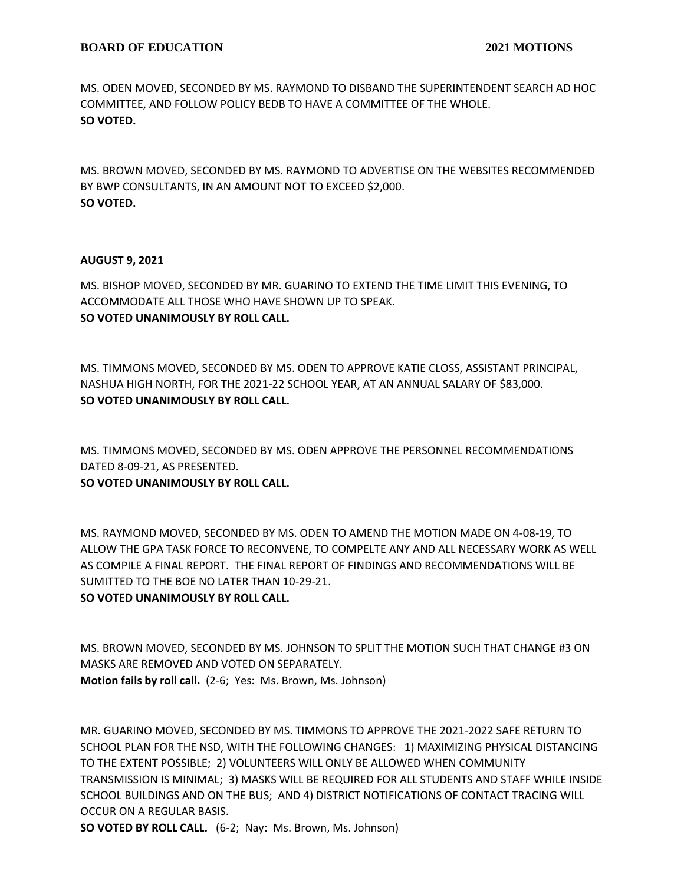MS. ODEN MOVED, SECONDED BY MS. RAYMOND TO DISBAND THE SUPERINTENDENT SEARCH AD HOC COMMITTEE, AND FOLLOW POLICY BEDB TO HAVE A COMMITTEE OF THE WHOLE.
**SO VOTED.**

MS. BROWN MOVED, SECONDED BY MS. RAYMOND TO ADVERTISE ON THE WEBSITES RECOMMENDED BY BWP CONSULTANTS, IN AN AMOUNT NOT TO EXCEED $2,000.
**SO VOTED.**

**AUGUST 9, 2021**

MS. BISHOP MOVED, SECONDED BY MR. GUARINO TO EXTEND THE TIME LIMIT THIS EVENING, TO ACCOMMODATE ALL THOSE WHO HAVE SHOWN UP TO SPEAK.
**SO VOTED UNANIMOUSLY BY ROLL CALL.**

MS. TIMMONS MOVED, SECONDED BY MS. ODEN TO APPROVE KATIE CLOSS, ASSISTANT PRINCIPAL, NASHUA HIGH NORTH, FOR THE 2021-22 SCHOOL YEAR, AT AN ANNUAL SALARY OF $83,000.
**SO VOTED UNANIMOUSLY BY ROLL CALL.**

MS. TIMMONS MOVED, SECONDED BY MS. ODEN APPROVE THE PERSONNEL RECOMMENDATIONS DATED 8-09-21, AS PRESENTED.
**SO VOTED UNANIMOUSLY BY ROLL CALL.**

MS. RAYMOND MOVED, SECONDED BY MS. ODEN TO AMEND THE MOTION MADE ON 4-08-19, TO ALLOW THE GPA TASK FORCE TO RECONVENE, TO COMPELTE ANY AND ALL NECESSARY WORK AS WELL AS COMPILE A FINAL REPORT. THE FINAL REPORT OF FINDINGS AND RECOMMENDATIONS WILL BE SUMITTED TO THE BOE NO LATER THAN 10-29-21.
**SO VOTED UNANIMOUSLY BY ROLL CALL.**

MS. BROWN MOVED, SECONDED BY MS. JOHNSON TO SPLIT THE MOTION SUCH THAT CHANGE #3 ON MASKS ARE REMOVED AND VOTED ON SEPARATELY.
**Motion fails by roll call.** (2-6; Yes: Ms. Brown, Ms. Johnson)

MR. GUARINO MOVED, SECONDED BY MS. TIMMONS TO APPROVE THE 2021-2022 SAFE RETURN TO SCHOOL PLAN FOR THE NSD, WITH THE FOLLOWING CHANGES: 1) MAXIMIZING PHYSICAL DISTANCING TO THE EXTENT POSSIBLE; 2) VOLUNTEERS WILL ONLY BE ALLOWED WHEN COMMUNITY TRANSMISSION IS MINIMAL; 3) MASKS WILL BE REQUIRED FOR ALL STUDENTS AND STAFF WHILE INSIDE SCHOOL BUILDINGS AND ON THE BUS; AND 4) DISTRICT NOTIFICATIONS OF CONTACT TRACING WILL OCCUR ON A REGULAR BASIS.
**SO VOTED BY ROLL CALL.** (6-2; Nay: Ms. Brown, Ms. Johnson)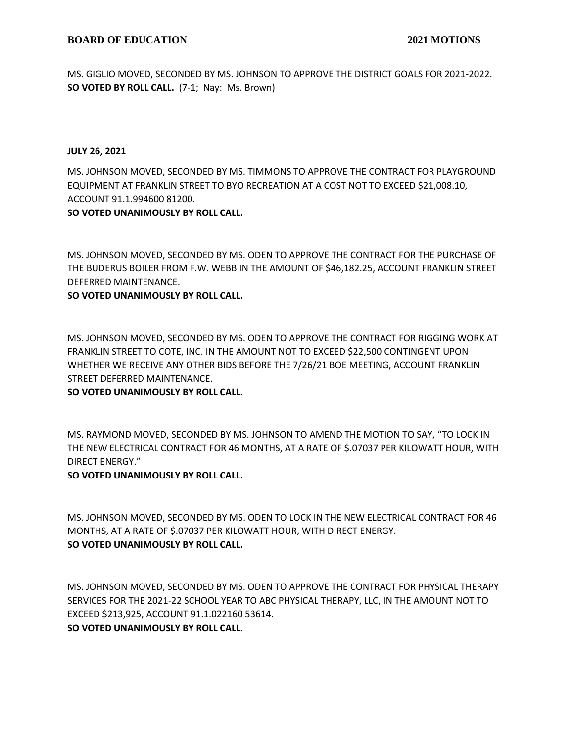MS. GIGLIO MOVED, SECONDED BY MS. JOHNSON TO APPROVE THE DISTRICT GOALS FOR 2021-2022.
**SO VOTED BY ROLL CALL.** (7-1; Nay: Ms. Brown)

**JULY 26, 2021**

MS. JOHNSON MOVED, SECONDED BY MS. TIMMONS TO APPROVE THE CONTRACT FOR PLAYGROUND EQUIPMENT AT FRANKLIN STREET TO BYO RECREATION AT A COST NOT TO EXCEED $21,008.10, ACCOUNT 91.1.994600 81200.
**SO VOTED UNANIMOUSLY BY ROLL CALL.**

MS. JOHNSON MOVED, SECONDED BY MS. ODEN TO APPROVE THE CONTRACT FOR THE PURCHASE OF THE BUDERUS BOILER FROM F.W. WEBB IN THE AMOUNT OF $46,182.25, ACCOUNT FRANKLIN STREET DEFERRED MAINTENANCE.
**SO VOTED UNANIMOUSLY BY ROLL CALL.**

MS. JOHNSON MOVED, SECONDED BY MS. ODEN TO APPROVE THE CONTRACT FOR RIGGING WORK AT FRANKLIN STREET TO COTE, INC. IN THE AMOUNT NOT TO EXCEED $22,500 CONTINGENT UPON WHETHER WE RECEIVE ANY OTHER BIDS BEFORE THE 7/26/21 BOE MEETING, ACCOUNT FRANKLIN STREET DEFERRED MAINTENANCE.
**SO VOTED UNANIMOUSLY BY ROLL CALL.**

MS. RAYMOND MOVED, SECONDED BY MS. JOHNSON TO AMEND THE MOTION TO SAY, "TO LOCK IN THE NEW ELECTRICAL CONTRACT FOR 46 MONTHS, AT A RATE OF $.07037 PER KILOWATT HOUR, WITH DIRECT ENERGY."
**SO VOTED UNANIMOUSLY BY ROLL CALL.**

MS. JOHNSON MOVED, SECONDED BY MS. ODEN TO LOCK IN THE NEW ELECTRICAL CONTRACT FOR 46 MONTHS, AT A RATE OF $.07037 PER KILOWATT HOUR, WITH DIRECT ENERGY.
**SO VOTED UNANIMOUSLY BY ROLL CALL.**

MS. JOHNSON MOVED, SECONDED BY MS. ODEN TO APPROVE THE CONTRACT FOR PHYSICAL THERAPY SERVICES FOR THE 2021-22 SCHOOL YEAR TO ABC PHYSICAL THERAPY, LLC, IN THE AMOUNT NOT TO EXCEED $213,925, ACCOUNT 91.1.022160 53614.
**SO VOTED UNANIMOUSLY BY ROLL CALL.**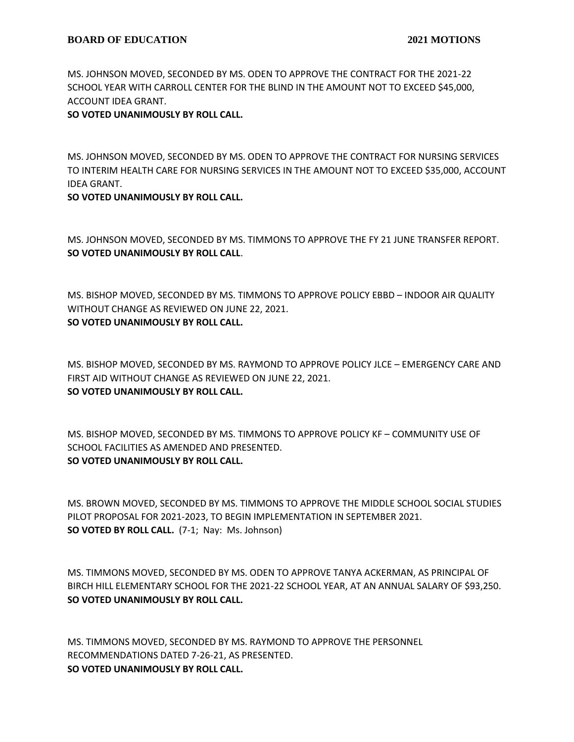MS. JOHNSON MOVED, SECONDED BY MS. ODEN TO APPROVE THE CONTRACT FOR THE 2021-22 SCHOOL YEAR WITH CARROLL CENTER FOR THE BLIND IN THE AMOUNT NOT TO EXCEED $45,000, ACCOUNT IDEA GRANT.
**SO VOTED UNANIMOUSLY BY ROLL CALL.**

MS. JOHNSON MOVED, SECONDED BY MS. ODEN TO APPROVE THE CONTRACT FOR NURSING SERVICES TO INTERIM HEALTH CARE FOR NURSING SERVICES IN THE AMOUNT NOT TO EXCEED $35,000, ACCOUNT IDEA GRANT.
**SO VOTED UNANIMOUSLY BY ROLL CALL.**

MS. JOHNSON MOVED, SECONDED BY MS. TIMMONS TO APPROVE THE FY 21 JUNE TRANSFER REPORT.
**SO VOTED UNANIMOUSLY BY ROLL CALL**.

MS. BISHOP MOVED, SECONDED BY MS. TIMMONS TO APPROVE POLICY EBBD – INDOOR AIR QUALITY WITHOUT CHANGE AS REVIEWED ON JUNE 22, 2021.
**SO VOTED UNANIMOUSLY BY ROLL CALL.**

MS. BISHOP MOVED, SECONDED BY MS. RAYMOND TO APPROVE POLICY JLCE – EMERGENCY CARE AND FIRST AID WITHOUT CHANGE AS REVIEWED ON JUNE 22, 2021.
**SO VOTED UNANIMOUSLY BY ROLL CALL.**

MS. BISHOP MOVED, SECONDED BY MS. TIMMONS TO APPROVE POLICY KF – COMMUNITY USE OF SCHOOL FACILITIES AS AMENDED AND PRESENTED.
**SO VOTED UNANIMOUSLY BY ROLL CALL.**

MS. BROWN MOVED, SECONDED BY MS. TIMMONS TO APPROVE THE MIDDLE SCHOOL SOCIAL STUDIES PILOT PROPOSAL FOR 2021-2023, TO BEGIN IMPLEMENTATION IN SEPTEMBER 2021.
**SO VOTED BY ROLL CALL.** (7-1; Nay: Ms. Johnson)

MS. TIMMONS MOVED, SECONDED BY MS. ODEN TO APPROVE TANYA ACKERMAN, AS PRINCIPAL OF BIRCH HILL ELEMENTARY SCHOOL FOR THE 2021-22 SCHOOL YEAR, AT AN ANNUAL SALARY OF $93,250.
**SO VOTED UNANIMOUSLY BY ROLL CALL.**

MS. TIMMONS MOVED, SECONDED BY MS. RAYMOND TO APPROVE THE PERSONNEL RECOMMENDATIONS DATED 7-26-21, AS PRESENTED.
**SO VOTED UNANIMOUSLY BY ROLL CALL.**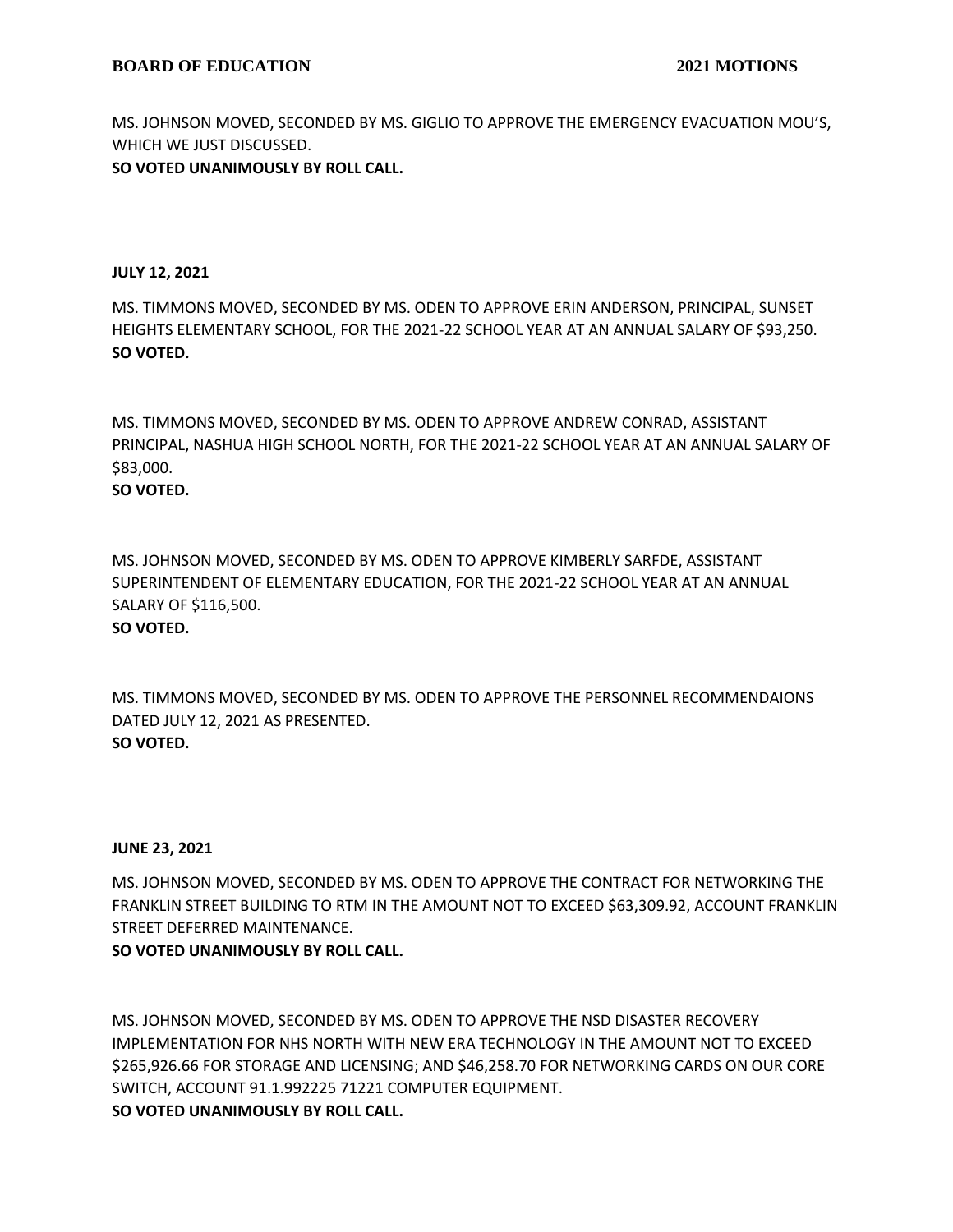MS. JOHNSON MOVED, SECONDED BY MS. GIGLIO TO APPROVE THE EMERGENCY EVACUATION MOU'S, WHICH WE JUST DISCUSSED.
**SO VOTED UNANIMOUSLY BY ROLL CALL.**

**JULY 12, 2021**

MS. TIMMONS MOVED, SECONDED BY MS. ODEN TO APPROVE ERIN ANDERSON, PRINCIPAL, SUNSET HEIGHTS ELEMENTARY SCHOOL, FOR THE 2021-22 SCHOOL YEAR AT AN ANNUAL SALARY OF $93,250.
**SO VOTED.**

MS. TIMMONS MOVED, SECONDED BY MS. ODEN TO APPROVE ANDREW CONRAD, ASSISTANT PRINCIPAL, NASHUA HIGH SCHOOL NORTH, FOR THE 2021-22 SCHOOL YEAR AT AN ANNUAL SALARY OF $83,000.
**SO VOTED.**

MS. JOHNSON MOVED, SECONDED BY MS. ODEN TO APPROVE KIMBERLY SARFDE, ASSISTANT SUPERINTENDENT OF ELEMENTARY EDUCATION, FOR THE 2021-22 SCHOOL YEAR AT AN ANNUAL SALARY OF $116,500.
**SO VOTED.**

MS. TIMMONS MOVED, SECONDED BY MS. ODEN TO APPROVE THE PERSONNEL RECOMMENDAIONS DATED JULY 12, 2021 AS PRESENTED.
**SO VOTED.**

**JUNE 23, 2021**

MS. JOHNSON MOVED, SECONDED BY MS. ODEN TO APPROVE THE CONTRACT FOR NETWORKING THE FRANKLIN STREET BUILDING TO RTM IN THE AMOUNT NOT TO EXCEED $63,309.92, ACCOUNT FRANKLIN STREET DEFERRED MAINTENANCE.
**SO VOTED UNANIMOUSLY BY ROLL CALL.**

MS. JOHNSON MOVED, SECONDED BY MS. ODEN TO APPROVE THE NSD DISASTER RECOVERY IMPLEMENTATION FOR NHS NORTH WITH NEW ERA TECHNOLOGY IN THE AMOUNT NOT TO EXCEED $265,926.66 FOR STORAGE AND LICENSING; AND $46,258.70 FOR NETWORKING CARDS ON OUR CORE SWITCH, ACCOUNT 91.1.992225 71221 COMPUTER EQUIPMENT.
**SO VOTED UNANIMOUSLY BY ROLL CALL.**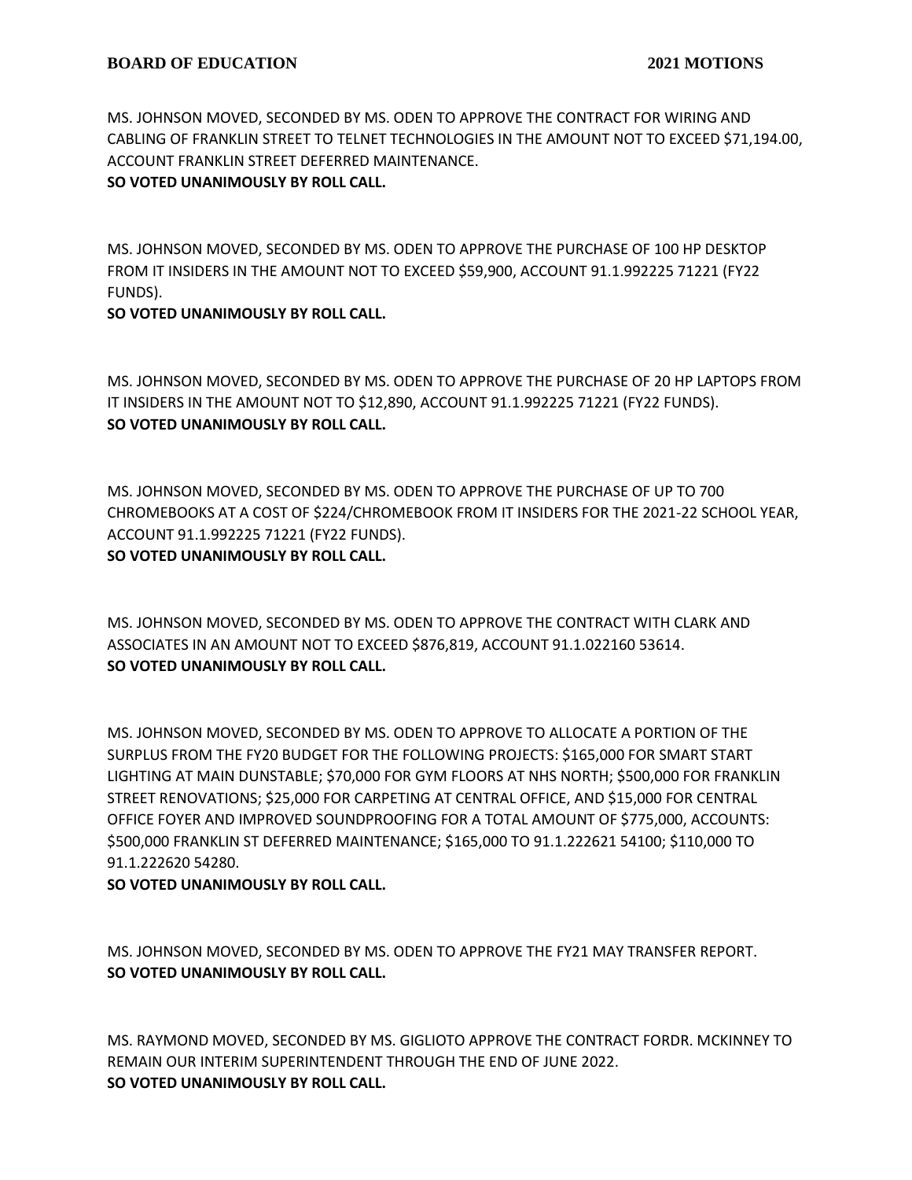MS. JOHNSON MOVED, SECONDED BY MS. ODEN TO APPROVE THE CONTRACT FOR WIRING AND CABLING OF FRANKLIN STREET TO TELNET TECHNOLOGIES IN THE AMOUNT NOT TO EXCEED $71,194.00, ACCOUNT FRANKLIN STREET DEFERRED MAINTENANCE.
**SO VOTED UNANIMOUSLY BY ROLL CALL.**

MS. JOHNSON MOVED, SECONDED BY MS. ODEN TO APPROVE THE PURCHASE OF 100 HP DESKTOP FROM IT INSIDERS IN THE AMOUNT NOT TO EXCEED $59,900, ACCOUNT 91.1.992225 71221 (FY22 FUNDS).
**SO VOTED UNANIMOUSLY BY ROLL CALL.**

MS. JOHNSON MOVED, SECONDED BY MS. ODEN TO APPROVE THE PURCHASE OF 20 HP LAPTOPS FROM IT INSIDERS IN THE AMOUNT NOT TO $12,890, ACCOUNT 91.1.992225 71221 (FY22 FUNDS).
**SO VOTED UNANIMOUSLY BY ROLL CALL.**

MS. JOHNSON MOVED, SECONDED BY MS. ODEN TO APPROVE THE PURCHASE OF UP TO 700 CHROMEBOOKS AT A COST OF $224/CHROMEBOOK FROM IT INSIDERS FOR THE 2021-22 SCHOOL YEAR, ACCOUNT 91.1.992225 71221 (FY22 FUNDS).
**SO VOTED UNANIMOUSLY BY ROLL CALL.**

MS. JOHNSON MOVED, SECONDED BY MS. ODEN TO APPROVE THE CONTRACT WITH CLARK AND ASSOCIATES IN AN AMOUNT NOT TO EXCEED $876,819, ACCOUNT 91.1.022160 53614.
**SO VOTED UNANIMOUSLY BY ROLL CALL.**

MS. JOHNSON MOVED, SECONDED BY MS. ODEN TO APPROVE TO ALLOCATE A PORTION OF THE SURPLUS FROM THE FY20 BUDGET FOR THE FOLLOWING PROJECTS: $165,000 FOR SMART START LIGHTING AT MAIN DUNSTABLE; $70,000 FOR GYM FLOORS AT NHS NORTH; $500,000 FOR FRANKLIN STREET RENOVATIONS; $25,000 FOR CARPETING AT CENTRAL OFFICE, AND $15,000 FOR CENTRAL OFFICE FOYER AND IMPROVED SOUNDPROOFING FOR A TOTAL AMOUNT OF $775,000, ACCOUNTS: $500,000 FRANKLIN ST DEFERRED MAINTENANCE; $165,000 TO 91.1.222621 54100; $110,000 TO 91.1.222620 54280.
**SO VOTED UNANIMOUSLY BY ROLL CALL.**

MS. JOHNSON MOVED, SECONDED BY MS. ODEN TO APPROVE THE FY21 MAY TRANSFER REPORT.
**SO VOTED UNANIMOUSLY BY ROLL CALL.**

MS. RAYMOND MOVED, SECONDED BY MS. GIGLIOTO APPROVE THE CONTRACT FORDR. MCKINNEY TO REMAIN OUR INTERIM SUPERINTENDENT THROUGH THE END OF JUNE 2022.
**SO VOTED UNANIMOUSLY BY ROLL CALL.**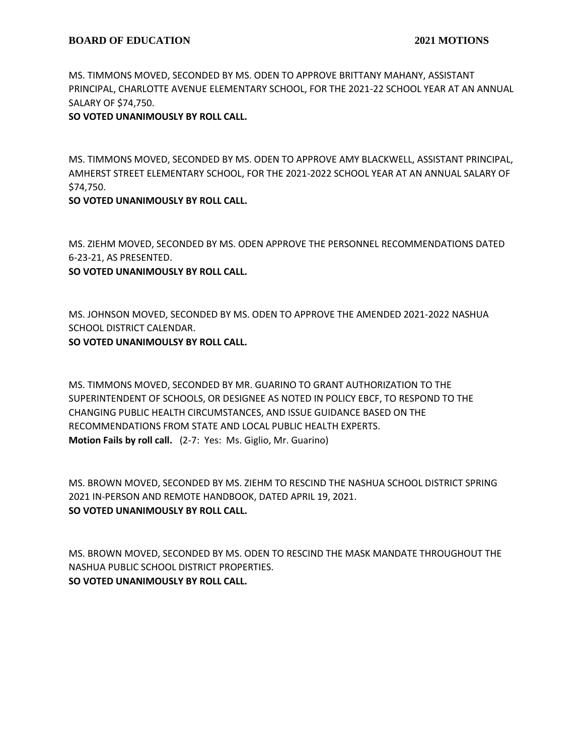MS. TIMMONS MOVED, SECONDED BY MS. ODEN TO APPROVE BRITTANY MAHANY, ASSISTANT PRINCIPAL, CHARLOTTE AVENUE ELEMENTARY SCHOOL, FOR THE 2021-22 SCHOOL YEAR AT AN ANNUAL SALARY OF $74,750.
**SO VOTED UNANIMOUSLY BY ROLL CALL.**

MS. TIMMONS MOVED, SECONDED BY MS. ODEN TO APPROVE AMY BLACKWELL, ASSISTANT PRINCIPAL, AMHERST STREET ELEMENTARY SCHOOL, FOR THE 2021-2022 SCHOOL YEAR AT AN ANNUAL SALARY OF $74,750.
**SO VOTED UNANIMOUSLY BY ROLL CALL.**

MS. ZIEHM MOVED, SECONDED BY MS. ODEN APPROVE THE PERSONNEL RECOMMENDATIONS DATED 6-23-21, AS PRESENTED.
**SO VOTED UNANIMOUSLY BY ROLL CALL.**

MS. JOHNSON MOVED, SECONDED BY MS. ODEN TO APPROVE THE AMENDED 2021-2022 NASHUA SCHOOL DISTRICT CALENDAR.
**SO VOTED UNANIMOULSY BY ROLL CALL.**

MS. TIMMONS MOVED, SECONDED BY MR. GUARINO TO GRANT AUTHORIZATION TO THE SUPERINTENDENT OF SCHOOLS, OR DESIGNEE AS NOTED IN POLICY EBCF, TO RESPOND TO THE CHANGING PUBLIC HEALTH CIRCUMSTANCES, AND ISSUE GUIDANCE BASED ON THE RECOMMENDATIONS FROM STATE AND LOCAL PUBLIC HEALTH EXPERTS.
**Motion Fails by roll call.** (2-7: Yes: Ms. Giglio, Mr. Guarino)

MS. BROWN MOVED, SECONDED BY MS. ZIEHM TO RESCIND THE NASHUA SCHOOL DISTRICT SPRING 2021 IN-PERSON AND REMOTE HANDBOOK, DATED APRIL 19, 2021.
**SO VOTED UNANIMOUSLY BY ROLL CALL.**

MS. BROWN MOVED, SECONDED BY MS. ODEN TO RESCIND THE MASK MANDATE THROUGHOUT THE NASHUA PUBLIC SCHOOL DISTRICT PROPERTIES.
**SO VOTED UNANIMOUSLY BY ROLL CALL.**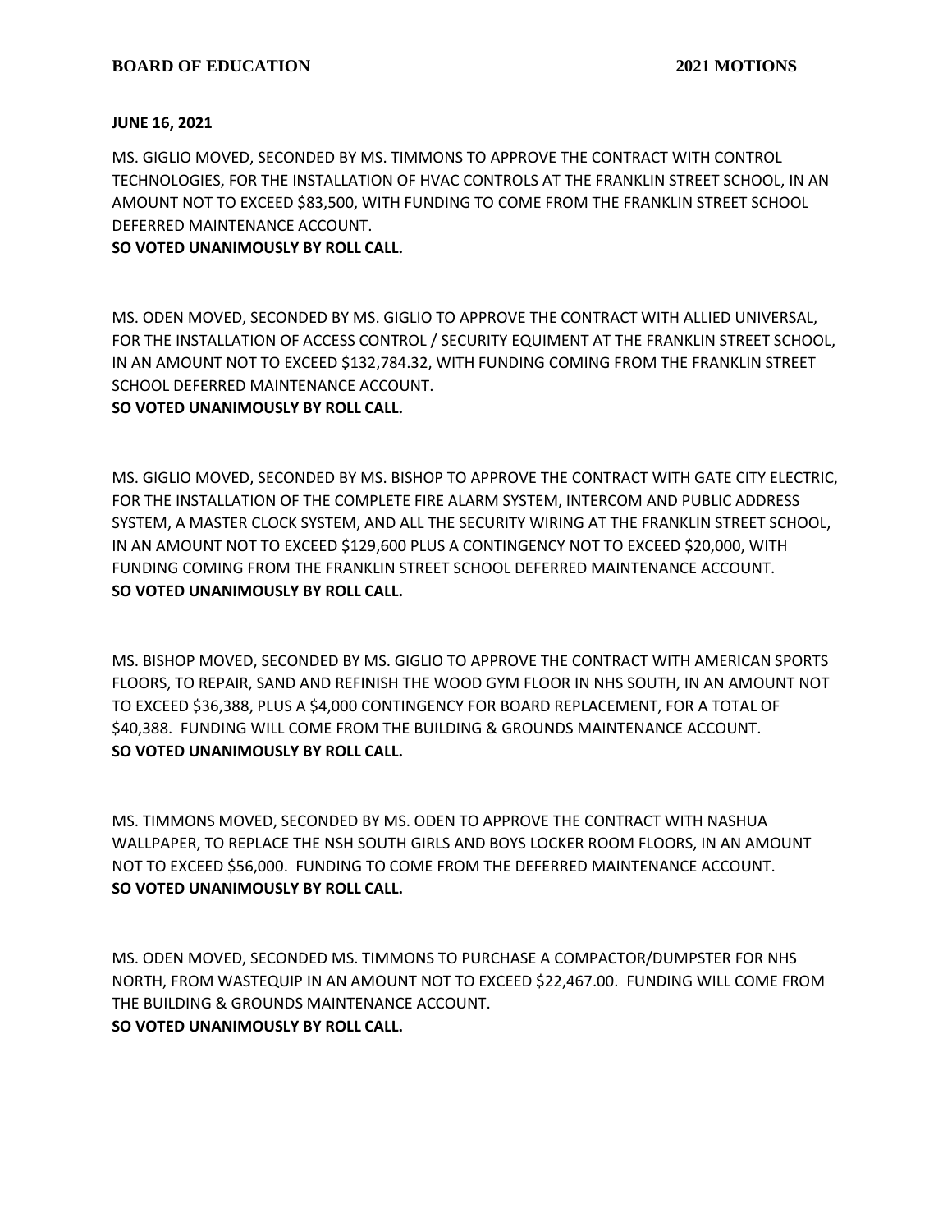**JUNE 16, 2021**

MS. GIGLIO MOVED, SECONDED BY MS. TIMMONS TO APPROVE THE CONTRACT WITH CONTROL TECHNOLOGIES, FOR THE INSTALLATION OF HVAC CONTROLS AT THE FRANKLIN STREET SCHOOL, IN AN AMOUNT NOT TO EXCEED $83,500, WITH FUNDING TO COME FROM THE FRANKLIN STREET SCHOOL DEFERRED MAINTENANCE ACCOUNT.
**SO VOTED UNANIMOUSLY BY ROLL CALL.**

MS. ODEN MOVED, SECONDED BY MS. GIGLIO TO APPROVE THE CONTRACT WITH ALLIED UNIVERSAL, FOR THE INSTALLATION OF ACCESS CONTROL / SECURITY EQUIMENT AT THE FRANKLIN STREET SCHOOL, IN AN AMOUNT NOT TO EXCEED $132,784.32, WITH FUNDING COMING FROM THE FRANKLIN STREET SCHOOL DEFERRED MAINTENANCE ACCOUNT.
**SO VOTED UNANIMOUSLY BY ROLL CALL.**

MS. GIGLIO MOVED, SECONDED BY MS. BISHOP TO APPROVE THE CONTRACT WITH GATE CITY ELECTRIC, FOR THE INSTALLATION OF THE COMPLETE FIRE ALARM SYSTEM, INTERCOM AND PUBLIC ADDRESS SYSTEM, A MASTER CLOCK SYSTEM, AND ALL THE SECURITY WIRING AT THE FRANKLIN STREET SCHOOL, IN AN AMOUNT NOT TO EXCEED $129,600 PLUS A CONTINGENCY NOT TO EXCEED $20,000, WITH FUNDING COMING FROM THE FRANKLIN STREET SCHOOL DEFERRED MAINTENANCE ACCOUNT.
**SO VOTED UNANIMOUSLY BY ROLL CALL.**

MS. BISHOP MOVED, SECONDED BY MS. GIGLIO TO APPROVE THE CONTRACT WITH AMERICAN SPORTS FLOORS, TO REPAIR, SAND AND REFINISH THE WOOD GYM FLOOR IN NHS SOUTH, IN AN AMOUNT NOT TO EXCEED $36,388, PLUS A $4,000 CONTINGENCY FOR BOARD REPLACEMENT, FOR A TOTAL OF $40,388. FUNDING WILL COME FROM THE BUILDING & GROUNDS MAINTENANCE ACCOUNT.
**SO VOTED UNANIMOUSLY BY ROLL CALL.**

MS. TIMMONS MOVED, SECONDED BY MS. ODEN TO APPROVE THE CONTRACT WITH NASHUA WALLPAPER, TO REPLACE THE NSH SOUTH GIRLS AND BOYS LOCKER ROOM FLOORS, IN AN AMOUNT NOT TO EXCEED $56,000. FUNDING TO COME FROM THE DEFERRED MAINTENANCE ACCOUNT.
**SO VOTED UNANIMOUSLY BY ROLL CALL.**

MS. ODEN MOVED, SECONDED MS. TIMMONS TO PURCHASE A COMPACTOR/DUMPSTER FOR NHS NORTH, FROM WASTEQUIP IN AN AMOUNT NOT TO EXCEED $22,467.00. FUNDING WILL COME FROM THE BUILDING & GROUNDS MAINTENANCE ACCOUNT.
**SO VOTED UNANIMOUSLY BY ROLL CALL.**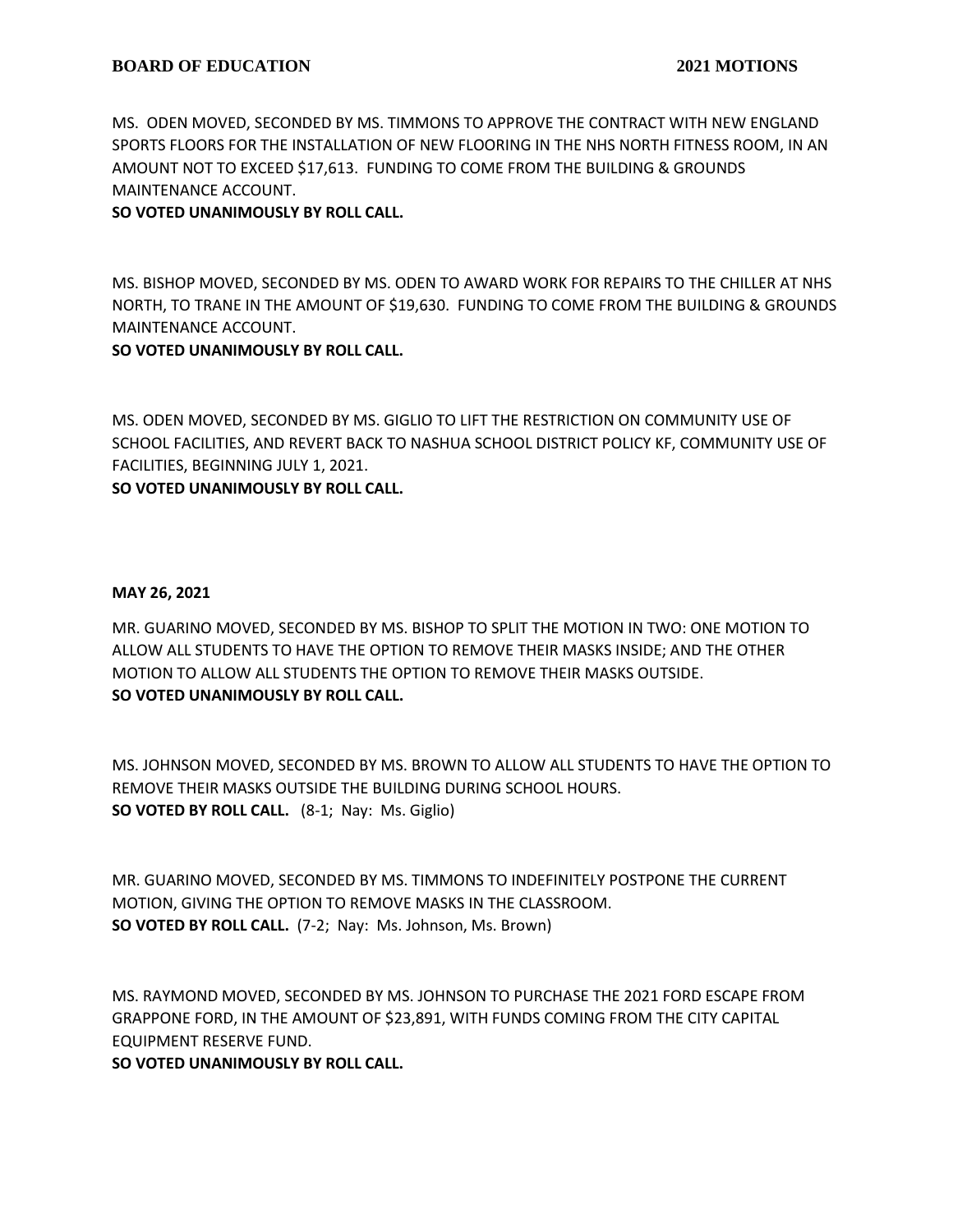MS. ODEN MOVED, SECONDED BY MS. TIMMONS TO APPROVE THE CONTRACT WITH NEW ENGLAND SPORTS FLOORS FOR THE INSTALLATION OF NEW FLOORING IN THE NHS NORTH FITNESS ROOM, IN AN AMOUNT NOT TO EXCEED $17,613. FUNDING TO COME FROM THE BUILDING & GROUNDS MAINTENANCE ACCOUNT.
**SO VOTED UNANIMOUSLY BY ROLL CALL.**

MS. BISHOP MOVED, SECONDED BY MS. ODEN TO AWARD WORK FOR REPAIRS TO THE CHILLER AT NHS NORTH, TO TRANE IN THE AMOUNT OF $19,630. FUNDING TO COME FROM THE BUILDING & GROUNDS MAINTENANCE ACCOUNT.
**SO VOTED UNANIMOUSLY BY ROLL CALL.**

MS. ODEN MOVED, SECONDED BY MS. GIGLIO TO LIFT THE RESTRICTION ON COMMUNITY USE OF SCHOOL FACILITIES, AND REVERT BACK TO NASHUA SCHOOL DISTRICT POLICY KF, COMMUNITY USE OF FACILITIES, BEGINNING JULY 1, 2021.
**SO VOTED UNANIMOUSLY BY ROLL CALL.**

**MAY 26, 2021**

MR. GUARINO MOVED, SECONDED BY MS. BISHOP TO SPLIT THE MOTION IN TWO: ONE MOTION TO ALLOW ALL STUDENTS TO HAVE THE OPTION TO REMOVE THEIR MASKS INSIDE; AND THE OTHER MOTION TO ALLOW ALL STUDENTS THE OPTION TO REMOVE THEIR MASKS OUTSIDE.
**SO VOTED UNANIMOUSLY BY ROLL CALL.**

MS. JOHNSON MOVED, SECONDED BY MS. BROWN TO ALLOW ALL STUDENTS TO HAVE THE OPTION TO REMOVE THEIR MASKS OUTSIDE THE BUILDING DURING SCHOOL HOURS.
**SO VOTED BY ROLL CALL.** (8-1; Nay: Ms. Giglio)

MR. GUARINO MOVED, SECONDED BY MS. TIMMONS TO INDEFINITELY POSTPONE THE CURRENT MOTION, GIVING THE OPTION TO REMOVE MASKS IN THE CLASSROOM.
**SO VOTED BY ROLL CALL.** (7-2; Nay: Ms. Johnson, Ms. Brown)

MS. RAYMOND MOVED, SECONDED BY MS. JOHNSON TO PURCHASE THE 2021 FORD ESCAPE FROM GRAPPONE FORD, IN THE AMOUNT OF $23,891, WITH FUNDS COMING FROM THE CITY CAPITAL EQUIPMENT RESERVE FUND.
**SO VOTED UNANIMOUSLY BY ROLL CALL.**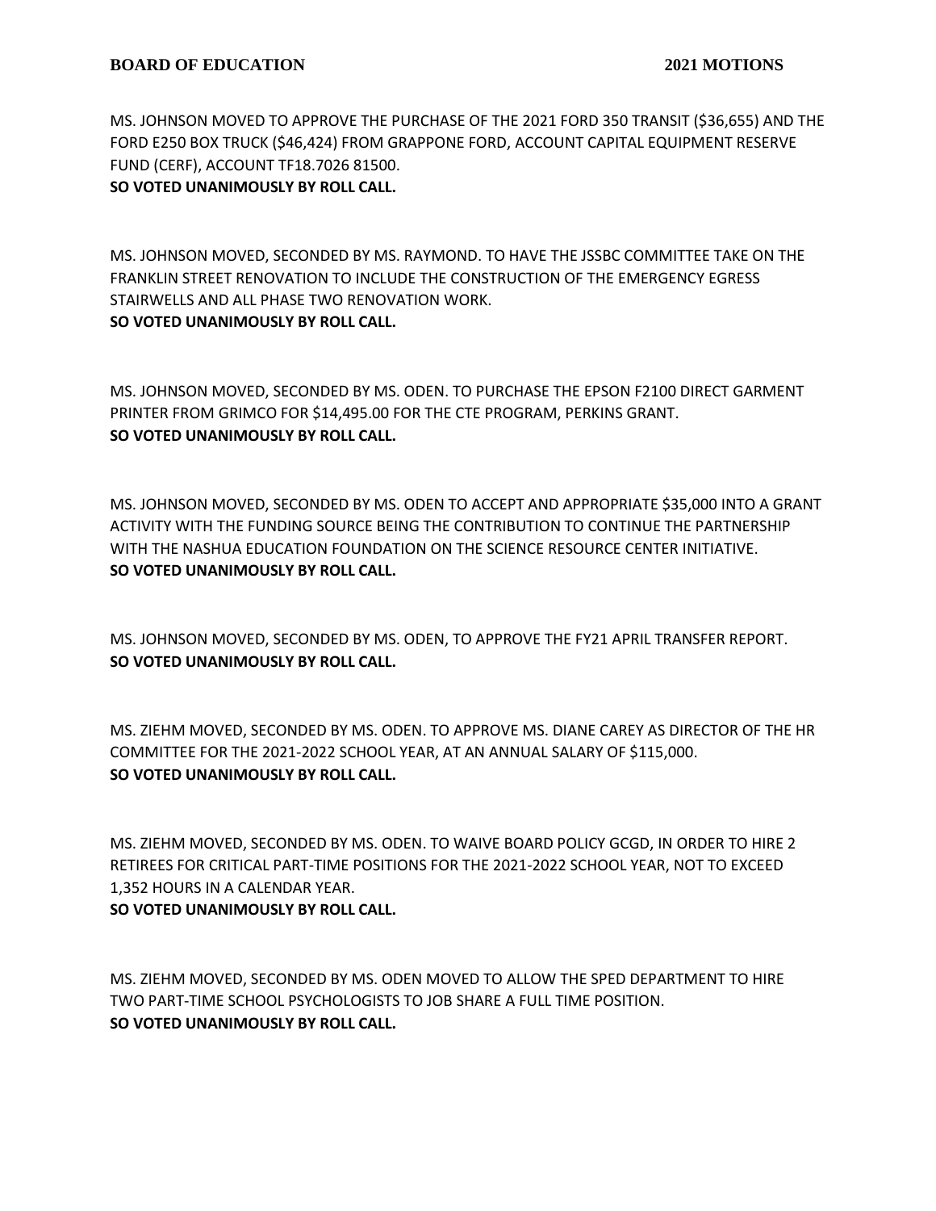MS. JOHNSON MOVED TO APPROVE THE PURCHASE OF THE 2021 FORD 350 TRANSIT ($36,655) AND THE FORD E250 BOX TRUCK ($46,424) FROM GRAPPONE FORD, ACCOUNT CAPITAL EQUIPMENT RESERVE FUND (CERF), ACCOUNT TF18.7026 81500.
**SO VOTED UNANIMOUSLY BY ROLL CALL.**

MS. JOHNSON MOVED, SECONDED BY MS. RAYMOND. TO HAVE THE JSSBC COMMITTEE TAKE ON THE FRANKLIN STREET RENOVATION TO INCLUDE THE CONSTRUCTION OF THE EMERGENCY EGRESS STAIRWELLS AND ALL PHASE TWO RENOVATION WORK.
**SO VOTED UNANIMOUSLY BY ROLL CALL.**

MS. JOHNSON MOVED, SECONDED BY MS. ODEN. TO PURCHASE THE EPSON F2100 DIRECT GARMENT PRINTER FROM GRIMCO FOR $14,495.00 FOR THE CTE PROGRAM, PERKINS GRANT.
**SO VOTED UNANIMOUSLY BY ROLL CALL.**

MS. JOHNSON MOVED, SECONDED BY MS. ODEN TO ACCEPT AND APPROPRIATE $35,000 INTO A GRANT ACTIVITY WITH THE FUNDING SOURCE BEING THE CONTRIBUTION TO CONTINUE THE PARTNERSHIP WITH THE NASHUA EDUCATION FOUNDATION ON THE SCIENCE RESOURCE CENTER INITIATIVE.
**SO VOTED UNANIMOUSLY BY ROLL CALL.**

MS. JOHNSON MOVED, SECONDED BY MS. ODEN, TO APPROVE THE FY21 APRIL TRANSFER REPORT.
**SO VOTED UNANIMOUSLY BY ROLL CALL.**

MS. ZIEHM MOVED, SECONDED BY MS. ODEN. TO APPROVE MS. DIANE CAREY AS DIRECTOR OF THE HR COMMITTEE FOR THE 2021-2022 SCHOOL YEAR, AT AN ANNUAL SALARY OF $115,000.
**SO VOTED UNANIMOUSLY BY ROLL CALL.**

MS. ZIEHM MOVED, SECONDED BY MS. ODEN. TO WAIVE BOARD POLICY GCGD, IN ORDER TO HIRE 2 RETIREES FOR CRITICAL PART-TIME POSITIONS FOR THE 2021-2022 SCHOOL YEAR, NOT TO EXCEED 1,352 HOURS IN A CALENDAR YEAR.
**SO VOTED UNANIMOUSLY BY ROLL CALL.**

MS. ZIEHM MOVED, SECONDED BY MS. ODEN MOVED TO ALLOW THE SPED DEPARTMENT TO HIRE TWO PART-TIME SCHOOL PSYCHOLOGISTS TO JOB SHARE A FULL TIME POSITION.
**SO VOTED UNANIMOUSLY BY ROLL CALL.**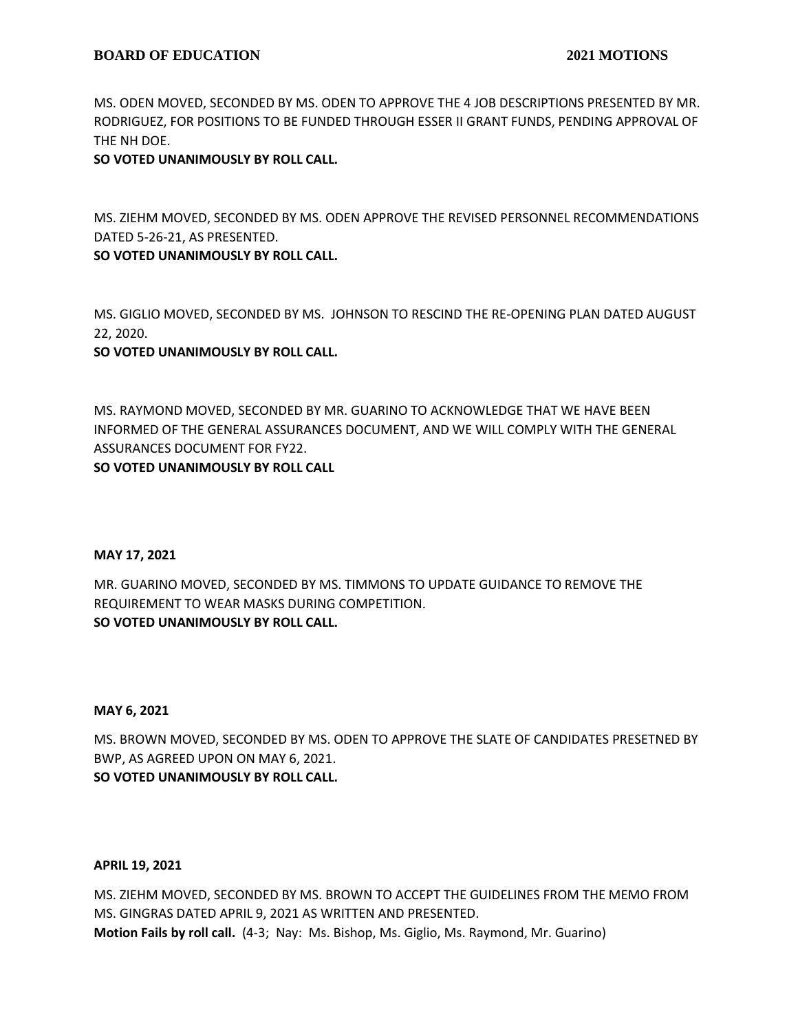MS. ODEN MOVED, SECONDED BY MS. ODEN TO APPROVE THE 4 JOB DESCRIPTIONS PRESENTED BY MR. RODRIGUEZ, FOR POSITIONS TO BE FUNDED THROUGH ESSER II GRANT FUNDS, PENDING APPROVAL OF THE NH DOE.
**SO VOTED UNANIMOUSLY BY ROLL CALL.**

MS. ZIEHM MOVED, SECONDED BY MS. ODEN APPROVE THE REVISED PERSONNEL RECOMMENDATIONS DATED 5-26-21, AS PRESENTED.
**SO VOTED UNANIMOUSLY BY ROLL CALL.**

MS. GIGLIO MOVED, SECONDED BY MS. JOHNSON TO RESCIND THE RE-OPENING PLAN DATED AUGUST 22, 2020.
**SO VOTED UNANIMOUSLY BY ROLL CALL.**

MS. RAYMOND MOVED, SECONDED BY MR. GUARINO TO ACKNOWLEDGE THAT WE HAVE BEEN INFORMED OF THE GENERAL ASSURANCES DOCUMENT, AND WE WILL COMPLY WITH THE GENERAL ASSURANCES DOCUMENT FOR FY22.
**SO VOTED UNANIMOUSLY BY ROLL CALL**

**MAY 17, 2021**

MR. GUARINO MOVED, SECONDED BY MS. TIMMONS TO UPDATE GUIDANCE TO REMOVE THE REQUIREMENT TO WEAR MASKS DURING COMPETITION.
**SO VOTED UNANIMOUSLY BY ROLL CALL.**

**MAY 6, 2021**

MS. BROWN MOVED, SECONDED BY MS. ODEN TO APPROVE THE SLATE OF CANDIDATES PRESETNED BY BWP, AS AGREED UPON ON MAY 6, 2021.
**SO VOTED UNANIMOUSLY BY ROLL CALL.**

**APRIL 19, 2021**

MS. ZIEHM MOVED, SECONDED BY MS. BROWN TO ACCEPT THE GUIDELINES FROM THE MEMO FROM MS. GINGRAS DATED APRIL 9, 2021 AS WRITTEN AND PRESENTED.
**Motion Fails by roll call.** (4-3; Nay: Ms. Bishop, Ms. Giglio, Ms. Raymond, Mr. Guarino)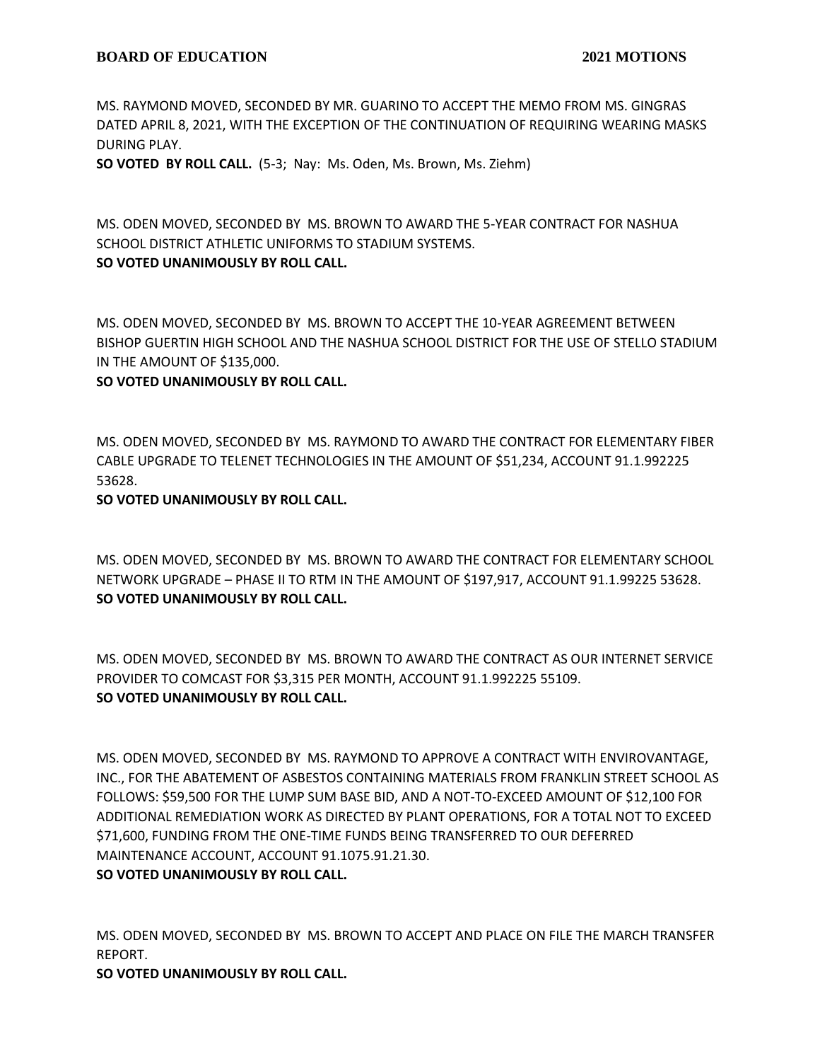MS. RAYMOND MOVED, SECONDED BY MR. GUARINO TO ACCEPT THE MEMO FROM MS. GINGRAS DATED APRIL 8, 2021, WITH THE EXCEPTION OF THE CONTINUATION OF REQUIRING WEARING MASKS DURING PLAY.
**SO VOTED BY ROLL CALL.** (5-3; Nay: Ms. Oden, Ms. Brown, Ms. Ziehm)

MS. ODEN MOVED, SECONDED BY MS. BROWN TO AWARD THE 5-YEAR CONTRACT FOR NASHUA SCHOOL DISTRICT ATHLETIC UNIFORMS TO STADIUM SYSTEMS.
**SO VOTED UNANIMOUSLY BY ROLL CALL.**

MS. ODEN MOVED, SECONDED BY MS. BROWN TO ACCEPT THE 10-YEAR AGREEMENT BETWEEN BISHOP GUERTIN HIGH SCHOOL AND THE NASHUA SCHOOL DISTRICT FOR THE USE OF STELLO STADIUM IN THE AMOUNT OF $135,000.
**SO VOTED UNANIMOUSLY BY ROLL CALL.**

MS. ODEN MOVED, SECONDED BY MS. RAYMOND TO AWARD THE CONTRACT FOR ELEMENTARY FIBER CABLE UPGRADE TO TELENET TECHNOLOGIES IN THE AMOUNT OF $51,234, ACCOUNT 91.1.992225 53628.
**SO VOTED UNANIMOUSLY BY ROLL CALL.**

MS. ODEN MOVED, SECONDED BY MS. BROWN TO AWARD THE CONTRACT FOR ELEMENTARY SCHOOL NETWORK UPGRADE – PHASE II TO RTM IN THE AMOUNT OF $197,917, ACCOUNT 91.1.99225 53628.
**SO VOTED UNANIMOUSLY BY ROLL CALL.**

MS. ODEN MOVED, SECONDED BY MS. BROWN TO AWARD THE CONTRACT AS OUR INTERNET SERVICE PROVIDER TO COMCAST FOR $3,315 PER MONTH, ACCOUNT 91.1.992225 55109.
**SO VOTED UNANIMOUSLY BY ROLL CALL.**

MS. ODEN MOVED, SECONDED BY MS. RAYMOND TO APPROVE A CONTRACT WITH ENVIROVANTAGE, INC., FOR THE ABATEMENT OF ASBESTOS CONTAINING MATERIALS FROM FRANKLIN STREET SCHOOL AS FOLLOWS: $59,500 FOR THE LUMP SUM BASE BID, AND A NOT-TO-EXCEED AMOUNT OF $12,100 FOR ADDITIONAL REMEDIATION WORK AS DIRECTED BY PLANT OPERATIONS, FOR A TOTAL NOT TO EXCEED $71,600, FUNDING FROM THE ONE-TIME FUNDS BEING TRANSFERRED TO OUR DEFERRED MAINTENANCE ACCOUNT, ACCOUNT 91.1075.91.21.30.
**SO VOTED UNANIMOUSLY BY ROLL CALL.**

MS. ODEN MOVED, SECONDED BY MS. BROWN TO ACCEPT AND PLACE ON FILE THE MARCH TRANSFER REPORT.
**SO VOTED UNANIMOUSLY BY ROLL CALL.**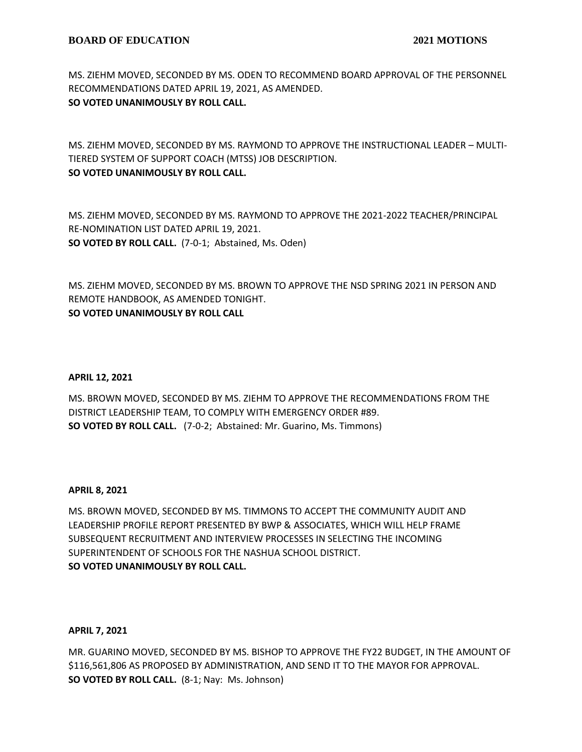MS. ZIEHM MOVED, SECONDED BY MS. ODEN TO RECOMMEND BOARD APPROVAL OF THE PERSONNEL RECOMMENDATIONS DATED APRIL 19, 2021, AS AMENDED.
**SO VOTED UNANIMOUSLY BY ROLL CALL.**

MS. ZIEHM MOVED, SECONDED BY MS. RAYMOND TO APPROVE THE INSTRUCTIONAL LEADER – MULTI-TIERED SYSTEM OF SUPPORT COACH (MTSS) JOB DESCRIPTION.
**SO VOTED UNANIMOUSLY BY ROLL CALL.**

MS. ZIEHM MOVED, SECONDED BY MS. RAYMOND TO APPROVE THE 2021-2022 TEACHER/PRINCIPAL RE-NOMINATION LIST DATED APRIL 19, 2021.
**SO VOTED BY ROLL CALL.** (7-0-1; Abstained, Ms. Oden)

MS. ZIEHM MOVED, SECONDED BY MS. BROWN TO APPROVE THE NSD SPRING 2021 IN PERSON AND REMOTE HANDBOOK, AS AMENDED TONIGHT.
**SO VOTED UNANIMOUSLY BY ROLL CALL**

**APRIL 12, 2021**

MS. BROWN MOVED, SECONDED BY MS. ZIEHM TO APPROVE THE RECOMMENDATIONS FROM THE DISTRICT LEADERSHIP TEAM, TO COMPLY WITH EMERGENCY ORDER #89.
**SO VOTED BY ROLL CALL.** (7-0-2; Abstained: Mr. Guarino, Ms. Timmons)

**APRIL 8, 2021**

MS. BROWN MOVED, SECONDED BY MS. TIMMONS TO ACCEPT THE COMMUNITY AUDIT AND LEADERSHIP PROFILE REPORT PRESENTED BY BWP & ASSOCIATES, WHICH WILL HELP FRAME SUBSEQUENT RECRUITMENT AND INTERVIEW PROCESSES IN SELECTING THE INCOMING SUPERINTENDENT OF SCHOOLS FOR THE NASHUA SCHOOL DISTRICT.
**SO VOTED UNANIMOUSLY BY ROLL CALL.**

**APRIL 7, 2021**

MR. GUARINO MOVED, SECONDED BY MS. BISHOP TO APPROVE THE FY22 BUDGET, IN THE AMOUNT OF $116,561,806 AS PROPOSED BY ADMINISTRATION, AND SEND IT TO THE MAYOR FOR APPROVAL.
**SO VOTED BY ROLL CALL.** (8-1; Nay: Ms. Johnson)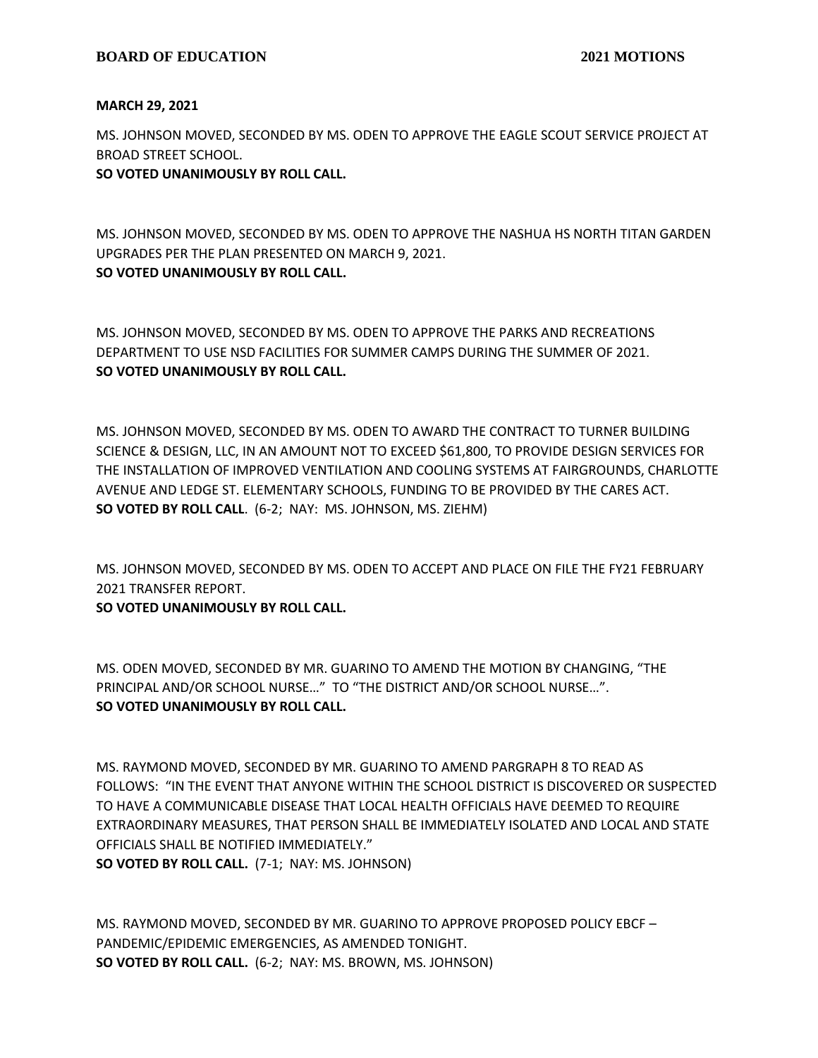**MARCH 29, 2021**

MS. JOHNSON MOVED, SECONDED BY MS. ODEN TO APPROVE THE EAGLE SCOUT SERVICE PROJECT AT BROAD STREET SCHOOL.
**SO VOTED UNANIMOUSLY BY ROLL CALL.**

MS. JOHNSON MOVED, SECONDED BY MS. ODEN TO APPROVE THE NASHUA HS NORTH TITAN GARDEN UPGRADES PER THE PLAN PRESENTED ON MARCH 9, 2021.
**SO VOTED UNANIMOUSLY BY ROLL CALL.**

MS. JOHNSON MOVED, SECONDED BY MS. ODEN TO APPROVE THE PARKS AND RECREATIONS DEPARTMENT TO USE NSD FACILITIES FOR SUMMER CAMPS DURING THE SUMMER OF 2021.
**SO VOTED UNANIMOUSLY BY ROLL CALL.**

MS. JOHNSON MOVED, SECONDED BY MS. ODEN TO AWARD THE CONTRACT TO TURNER BUILDING SCIENCE & DESIGN, LLC, IN AN AMOUNT NOT TO EXCEED $61,800, TO PROVIDE DESIGN SERVICES FOR THE INSTALLATION OF IMPROVED VENTILATION AND COOLING SYSTEMS AT FAIRGROUNDS, CHARLOTTE AVENUE AND LEDGE ST. ELEMENTARY SCHOOLS, FUNDING TO BE PROVIDED BY THE CARES ACT.
**SO VOTED BY ROLL CALL**. (6-2; NAY: MS. JOHNSON, MS. ZIEHM)

MS. JOHNSON MOVED, SECONDED BY MS. ODEN TO ACCEPT AND PLACE ON FILE THE FY21 FEBRUARY 2021 TRANSFER REPORT.
**SO VOTED UNANIMOUSLY BY ROLL CALL.**

MS. ODEN MOVED, SECONDED BY MR. GUARINO TO AMEND THE MOTION BY CHANGING, "THE PRINCIPAL AND/OR SCHOOL NURSE…" TO "THE DISTRICT AND/OR SCHOOL NURSE…".
**SO VOTED UNANIMOUSLY BY ROLL CALL.**

MS. RAYMOND MOVED, SECONDED BY MR. GUARINO TO AMEND PARGRAPH 8 TO READ AS FOLLOWS: "IN THE EVENT THAT ANYONE WITHIN THE SCHOOL DISTRICT IS DISCOVERED OR SUSPECTED TO HAVE A COMMUNICABLE DISEASE THAT LOCAL HEALTH OFFICIALS HAVE DEEMED TO REQUIRE EXTRAORDINARY MEASURES, THAT PERSON SHALL BE IMMEDIATELY ISOLATED AND LOCAL AND STATE OFFICIALS SHALL BE NOTIFIED IMMEDIATELY."
**SO VOTED BY ROLL CALL.** (7-1; NAY: MS. JOHNSON)

MS. RAYMOND MOVED, SECONDED BY MR. GUARINO TO APPROVE PROPOSED POLICY EBCF – PANDEMIC/EPIDEMIC EMERGENCIES, AS AMENDED TONIGHT.
**SO VOTED BY ROLL CALL.** (6-2; NAY: MS. BROWN, MS. JOHNSON)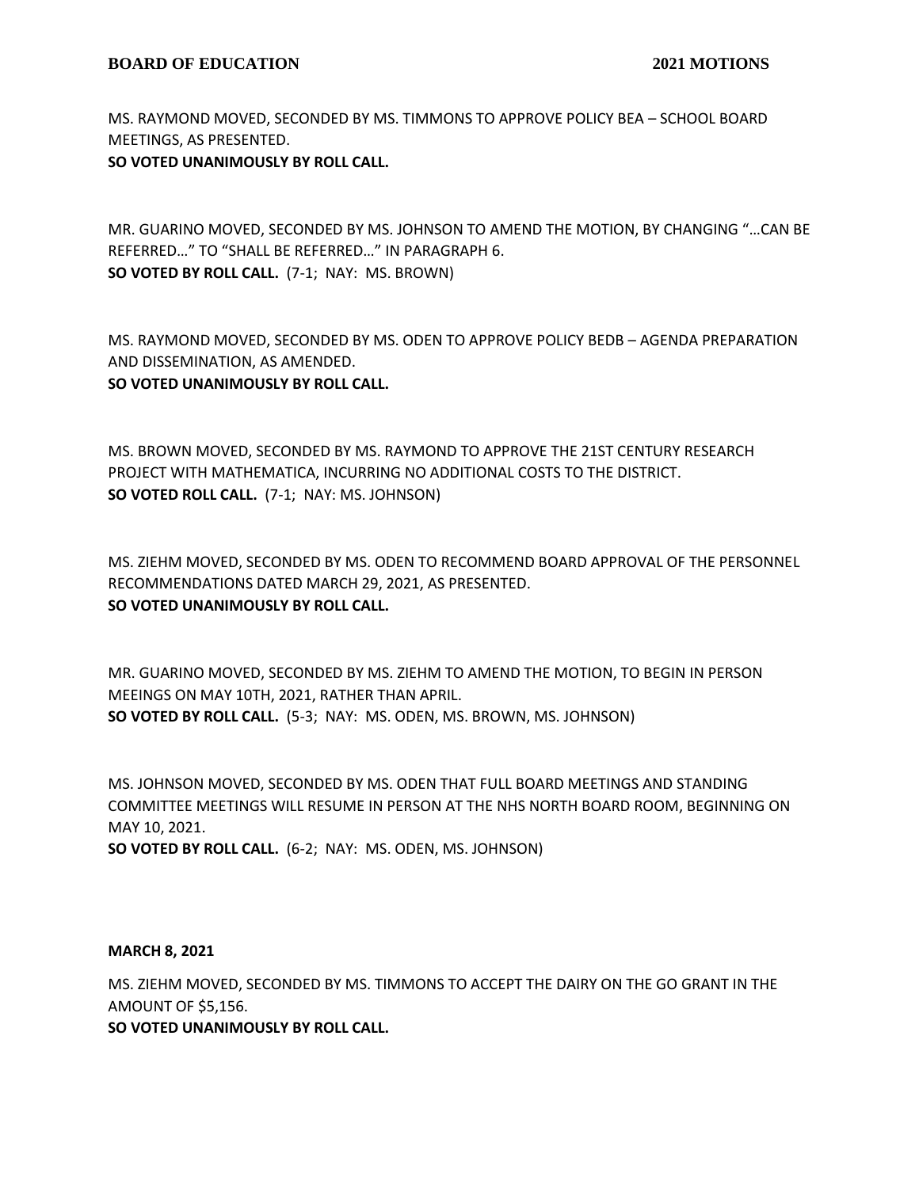MS. RAYMOND MOVED, SECONDED BY MS. TIMMONS TO APPROVE POLICY BEA – SCHOOL BOARD MEETINGS, AS PRESENTED.
**SO VOTED UNANIMOUSLY BY ROLL CALL.**

MR. GUARINO MOVED, SECONDED BY MS. JOHNSON TO AMEND THE MOTION, BY CHANGING "…CAN BE REFERRED…" TO "SHALL BE REFERRED…" IN PARAGRAPH 6.
**SO VOTED BY ROLL CALL.** (7-1; NAY: MS. BROWN)

MS. RAYMOND MOVED, SECONDED BY MS. ODEN TO APPROVE POLICY BEDB – AGENDA PREPARATION AND DISSEMINATION, AS AMENDED.
**SO VOTED UNANIMOUSLY BY ROLL CALL.**

MS. BROWN MOVED, SECONDED BY MS. RAYMOND TO APPROVE THE 21ST CENTURY RESEARCH PROJECT WITH MATHEMATICA, INCURRING NO ADDITIONAL COSTS TO THE DISTRICT.
**SO VOTED ROLL CALL.** (7-1; NAY: MS. JOHNSON)

MS. ZIEHM MOVED, SECONDED BY MS. ODEN TO RECOMMEND BOARD APPROVAL OF THE PERSONNEL RECOMMENDATIONS DATED MARCH 29, 2021, AS PRESENTED.
**SO VOTED UNANIMOUSLY BY ROLL CALL.**

MR. GUARINO MOVED, SECONDED BY MS. ZIEHM TO AMEND THE MOTION, TO BEGIN IN PERSON MEEINGS ON MAY 10TH, 2021, RATHER THAN APRIL.
**SO VOTED BY ROLL CALL.** (5-3; NAY: MS. ODEN, MS. BROWN, MS. JOHNSON)

MS. JOHNSON MOVED, SECONDED BY MS. ODEN THAT FULL BOARD MEETINGS AND STANDING COMMITTEE MEETINGS WILL RESUME IN PERSON AT THE NHS NORTH BOARD ROOM, BEGINNING ON MAY 10, 2021.
**SO VOTED BY ROLL CALL.** (6-2; NAY: MS. ODEN, MS. JOHNSON)

**MARCH 8, 2021**

MS. ZIEHM MOVED, SECONDED BY MS. TIMMONS TO ACCEPT THE DAIRY ON THE GO GRANT IN THE AMOUNT OF $5,156.
**SO VOTED UNANIMOUSLY BY ROLL CALL.**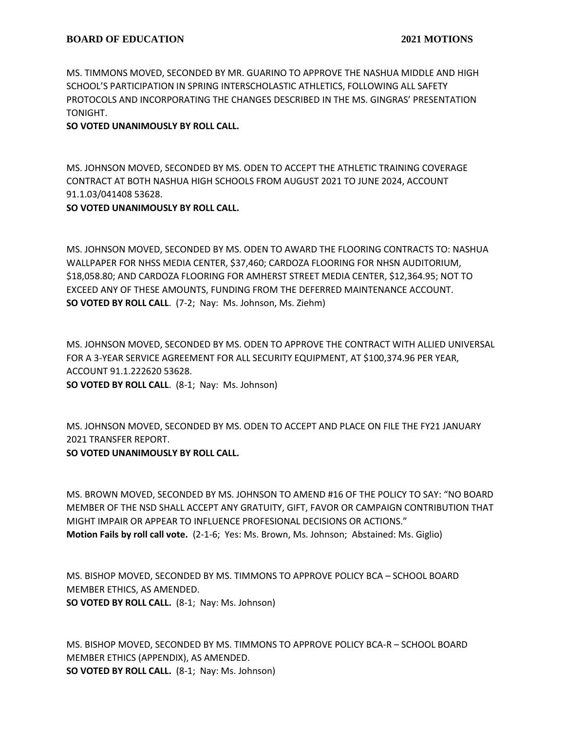MS. TIMMONS MOVED, SECONDED BY MR. GUARINO TO APPROVE THE NASHUA MIDDLE AND HIGH SCHOOL'S PARTICIPATION IN SPRING INTERSCHOLASTIC ATHLETICS, FOLLOWING ALL SAFETY PROTOCOLS AND INCORPORATING THE CHANGES DESCRIBED IN THE MS. GINGRAS' PRESENTATION TONIGHT.
**SO VOTED UNANIMOUSLY BY ROLL CALL.**

MS. JOHNSON MOVED, SECONDED BY MS. ODEN TO ACCEPT THE ATHLETIC TRAINING COVERAGE CONTRACT AT BOTH NASHUA HIGH SCHOOLS FROM AUGUST 2021 TO JUNE 2024, ACCOUNT 91.1.03/041408 53628.
**SO VOTED UNANIMOUSLY BY ROLL CALL.**

MS. JOHNSON MOVED, SECONDED BY MS. ODEN TO AWARD THE FLOORING CONTRACTS TO: NASHUA WALLPAPER FOR NHSS MEDIA CENTER, $37,460; CARDOZA FLOORING FOR NHSN AUDITORIUM, $18,058.80; AND CARDOZA FLOORING FOR AMHERST STREET MEDIA CENTER, $12,364.95; NOT TO EXCEED ANY OF THESE AMOUNTS, FUNDING FROM THE DEFERRED MAINTENANCE ACCOUNT.
**SO VOTED BY ROLL CALL**. (7-2; Nay: Ms. Johnson, Ms. Ziehm)

MS. JOHNSON MOVED, SECONDED BY MS. ODEN TO APPROVE THE CONTRACT WITH ALLIED UNIVERSAL FOR A 3-YEAR SERVICE AGREEMENT FOR ALL SECURITY EQUIPMENT, AT $100,374.96 PER YEAR, ACCOUNT 91.1.222620 53628.
**SO VOTED BY ROLL CALL**. (8-1; Nay: Ms. Johnson)

MS. JOHNSON MOVED, SECONDED BY MS. ODEN TO ACCEPT AND PLACE ON FILE THE FY21 JANUARY 2021 TRANSFER REPORT.
**SO VOTED UNANIMOUSLY BY ROLL CALL.**

MS. BROWN MOVED, SECONDED BY MS. JOHNSON TO AMEND #16 OF THE POLICY TO SAY: "NO BOARD MEMBER OF THE NSD SHALL ACCEPT ANY GRATUITY, GIFT, FAVOR OR CAMPAIGN CONTRIBUTION THAT MIGHT IMPAIR OR APPEAR TO INFLUENCE PROFESIONAL DECISIONS OR ACTIONS."
**Motion Fails by roll call vote.** (2-1-6; Yes: Ms. Brown, Ms. Johnson; Abstained: Ms. Giglio)

MS. BISHOP MOVED, SECONDED BY MS. TIMMONS TO APPROVE POLICY BCA – SCHOOL BOARD MEMBER ETHICS, AS AMENDED.
**SO VOTED BY ROLL CALL.** (8-1; Nay: Ms. Johnson)

MS. BISHOP MOVED, SECONDED BY MS. TIMMONS TO APPROVE POLICY BCA-R – SCHOOL BOARD MEMBER ETHICS (APPENDIX), AS AMENDED.
**SO VOTED BY ROLL CALL.** (8-1; Nay: Ms. Johnson)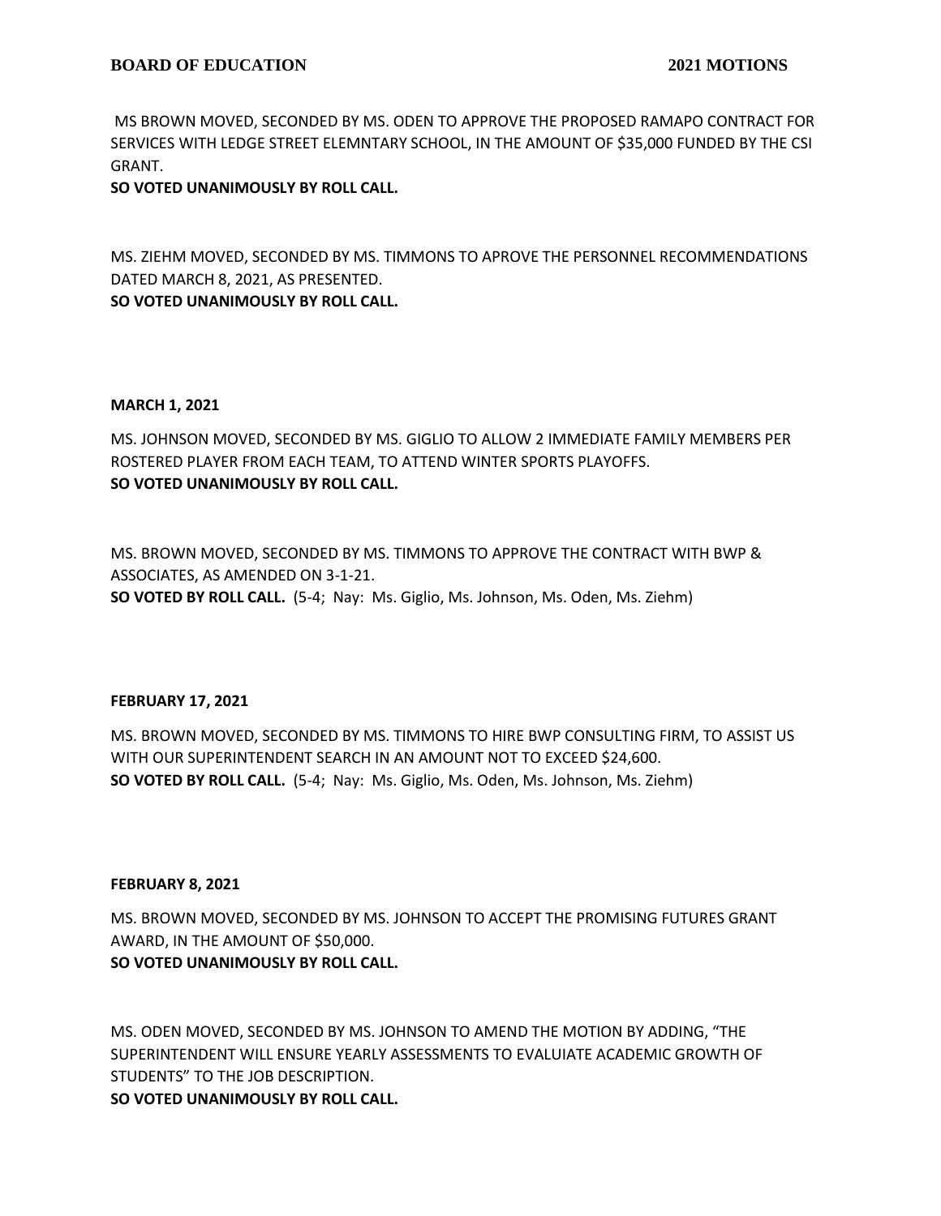MS BROWN MOVED, SECONDED BY MS. ODEN TO APPROVE THE PROPOSED RAMAPO CONTRACT FOR SERVICES WITH LEDGE STREET ELEMNTARY SCHOOL, IN THE AMOUNT OF $35,000 FUNDED BY THE CSI GRANT.
**SO VOTED UNANIMOUSLY BY ROLL CALL.**

MS. ZIEHM MOVED, SECONDED BY MS. TIMMONS TO APROVE THE PERSONNEL RECOMMENDATIONS DATED MARCH 8, 2021, AS PRESENTED.
**SO VOTED UNANIMOUSLY BY ROLL CALL.**

**MARCH 1, 2021**

MS. JOHNSON MOVED, SECONDED BY MS. GIGLIO TO ALLOW 2 IMMEDIATE FAMILY MEMBERS PER ROSTERED PLAYER FROM EACH TEAM, TO ATTEND WINTER SPORTS PLAYOFFS.
**SO VOTED UNANIMOUSLY BY ROLL CALL.**

MS. BROWN MOVED, SECONDED BY MS. TIMMONS TO APPROVE THE CONTRACT WITH BWP & ASSOCIATES, AS AMENDED ON 3-1-21.
**SO VOTED BY ROLL CALL.** (5-4; Nay: Ms. Giglio, Ms. Johnson, Ms. Oden, Ms. Ziehm)

**FEBRUARY 17, 2021**

MS. BROWN MOVED, SECONDED BY MS. TIMMONS TO HIRE BWP CONSULTING FIRM, TO ASSIST US WITH OUR SUPERINTENDENT SEARCH IN AN AMOUNT NOT TO EXCEED $24,600.
**SO VOTED BY ROLL CALL.** (5-4; Nay: Ms. Giglio, Ms. Oden, Ms. Johnson, Ms. Ziehm)

**FEBRUARY 8, 2021**

MS. BROWN MOVED, SECONDED BY MS. JOHNSON TO ACCEPT THE PROMISING FUTURES GRANT AWARD, IN THE AMOUNT OF $50,000.
**SO VOTED UNANIMOUSLY BY ROLL CALL.**

MS. ODEN MOVED, SECONDED BY MS. JOHNSON TO AMEND THE MOTION BY ADDING, "THE SUPERINTENDENT WILL ENSURE YEARLY ASSESSMENTS TO EVALUIATE ACADEMIC GROWTH OF STUDENTS" TO THE JOB DESCRIPTION.
**SO VOTED UNANIMOUSLY BY ROLL CALL.**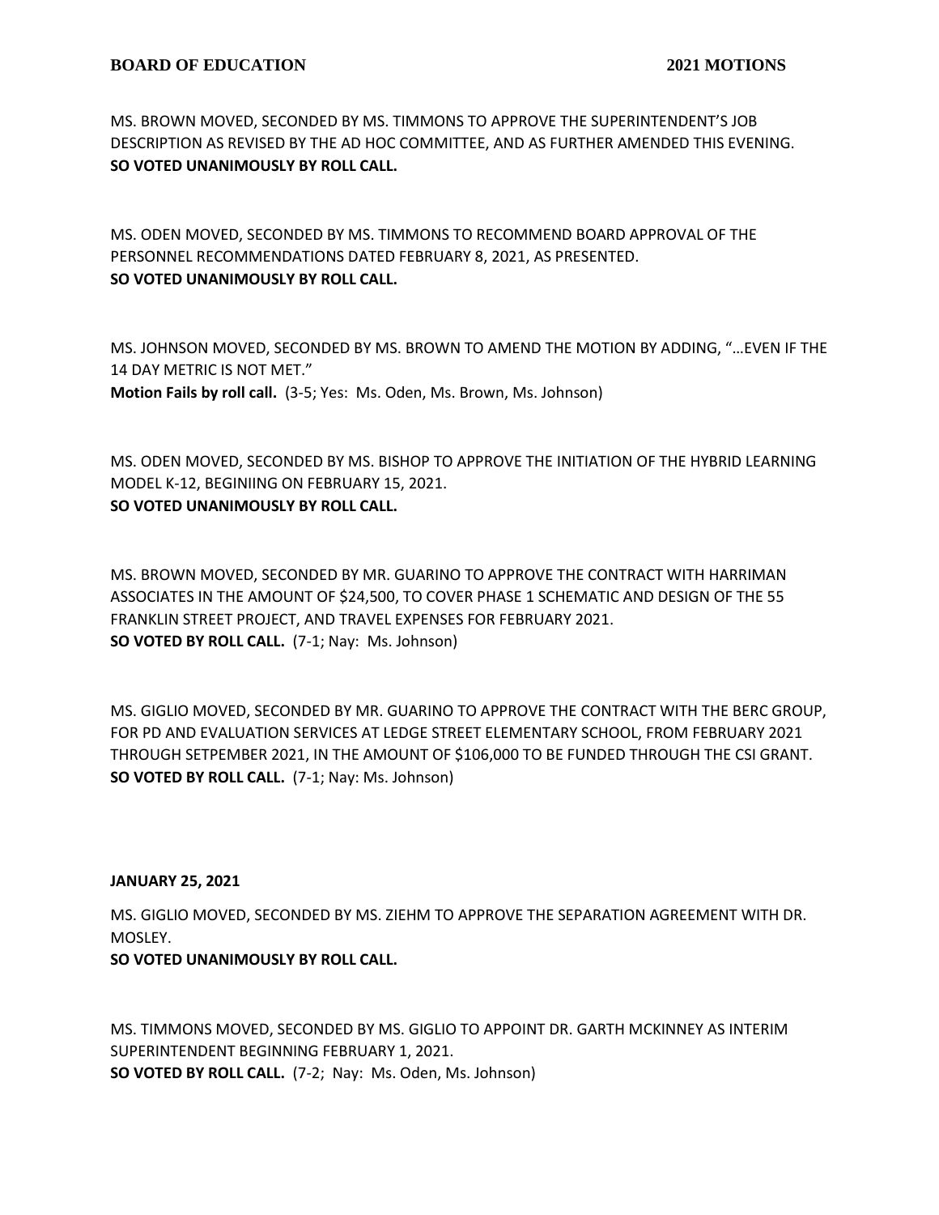MS. BROWN MOVED, SECONDED BY MS. TIMMONS TO APPROVE THE SUPERINTENDENT'S JOB DESCRIPTION AS REVISED BY THE AD HOC COMMITTEE, AND AS FURTHER AMENDED THIS EVENING.
**SO VOTED UNANIMOUSLY BY ROLL CALL.**

MS. ODEN MOVED, SECONDED BY MS. TIMMONS TO RECOMMEND BOARD APPROVAL OF THE PERSONNEL RECOMMENDATIONS DATED FEBRUARY 8, 2021, AS PRESENTED.
**SO VOTED UNANIMOUSLY BY ROLL CALL.**

MS. JOHNSON MOVED, SECONDED BY MS. BROWN TO AMEND THE MOTION BY ADDING, "…EVEN IF THE 14 DAY METRIC IS NOT MET."
**Motion Fails by roll call.** (3-5; Yes: Ms. Oden, Ms. Brown, Ms. Johnson)

MS. ODEN MOVED, SECONDED BY MS. BISHOP TO APPROVE THE INITIATION OF THE HYBRID LEARNING MODEL K-12, BEGINIING ON FEBRUARY 15, 2021.
**SO VOTED UNANIMOUSLY BY ROLL CALL.**

MS. BROWN MOVED, SECONDED BY MR. GUARINO TO APPROVE THE CONTRACT WITH HARRIMAN ASSOCIATES IN THE AMOUNT OF $24,500, TO COVER PHASE 1 SCHEMATIC AND DESIGN OF THE 55 FRANKLIN STREET PROJECT, AND TRAVEL EXPENSES FOR FEBRUARY 2021.
**SO VOTED BY ROLL CALL.** (7-1; Nay: Ms. Johnson)

MS. GIGLIO MOVED, SECONDED BY MR. GUARINO TO APPROVE THE CONTRACT WITH THE BERC GROUP, FOR PD AND EVALUATION SERVICES AT LEDGE STREET ELEMENTARY SCHOOL, FROM FEBRUARY 2021 THROUGH SETPEMBER 2021, IN THE AMOUNT OF $106,000 TO BE FUNDED THROUGH THE CSI GRANT.
**SO VOTED BY ROLL CALL.** (7-1; Nay: Ms. Johnson)

**JANUARY 25, 2021**

MS. GIGLIO MOVED, SECONDED BY MS. ZIEHM TO APPROVE THE SEPARATION AGREEMENT WITH DR. MOSLEY.
**SO VOTED UNANIMOUSLY BY ROLL CALL.**

MS. TIMMONS MOVED, SECONDED BY MS. GIGLIO TO APPOINT DR. GARTH MCKINNEY AS INTERIM SUPERINTENDENT BEGINNING FEBRUARY 1, 2021.
**SO VOTED BY ROLL CALL.** (7-2; Nay: Ms. Oden, Ms. Johnson)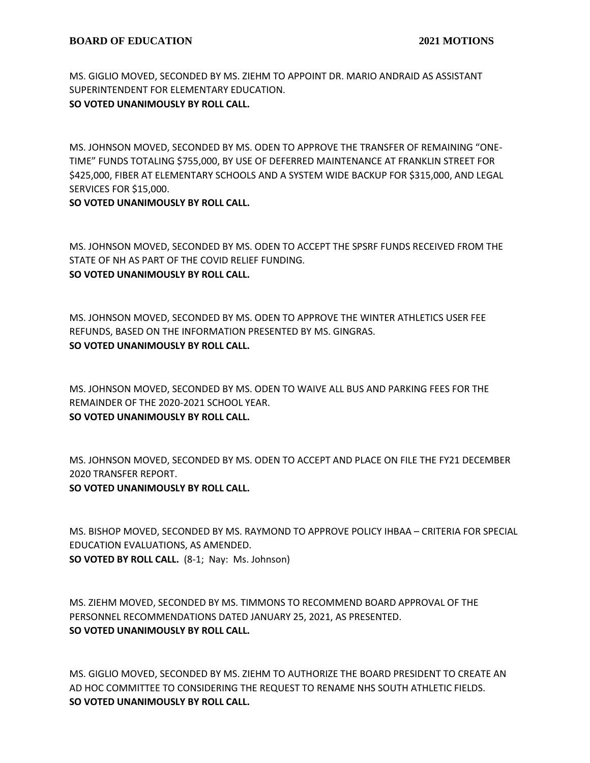MS. GIGLIO MOVED, SECONDED BY MS. ZIEHM TO APPOINT DR. MARIO ANDRAID AS ASSISTANT SUPERINTENDENT FOR ELEMENTARY EDUCATION.
**SO VOTED UNANIMOUSLY BY ROLL CALL.**

MS. JOHNSON MOVED, SECONDED BY MS. ODEN TO APPROVE THE TRANSFER OF REMAINING "ONE-TIME" FUNDS TOTALING $755,000, BY USE OF DEFERRED MAINTENANCE AT FRANKLIN STREET FOR $425,000, FIBER AT ELEMENTARY SCHOOLS AND A SYSTEM WIDE BACKUP FOR $315,000, AND LEGAL SERVICES FOR $15,000.
**SO VOTED UNANIMOUSLY BY ROLL CALL.**

MS. JOHNSON MOVED, SECONDED BY MS. ODEN TO ACCEPT THE SPSRF FUNDS RECEIVED FROM THE STATE OF NH AS PART OF THE COVID RELIEF FUNDING.
**SO VOTED UNANIMOUSLY BY ROLL CALL.**

MS. JOHNSON MOVED, SECONDED BY MS. ODEN TO APPROVE THE WINTER ATHLETICS USER FEE REFUNDS, BASED ON THE INFORMATION PRESENTED BY MS. GINGRAS.
**SO VOTED UNANIMOUSLY BY ROLL CALL.**

MS. JOHNSON MOVED, SECONDED BY MS. ODEN TO WAIVE ALL BUS AND PARKING FEES FOR THE REMAINDER OF THE 2020-2021 SCHOOL YEAR.
**SO VOTED UNANIMOUSLY BY ROLL CALL.**

MS. JOHNSON MOVED, SECONDED BY MS. ODEN TO ACCEPT AND PLACE ON FILE THE FY21 DECEMBER 2020 TRANSFER REPORT.
**SO VOTED UNANIMOUSLY BY ROLL CALL.**

MS. BISHOP MOVED, SECONDED BY MS. RAYMOND TO APPROVE POLICY IHBAA – CRITERIA FOR SPECIAL EDUCATION EVALUATIONS, AS AMENDED.
**SO VOTED BY ROLL CALL.** (8-1; Nay: Ms. Johnson)

MS. ZIEHM MOVED, SECONDED BY MS. TIMMONS TO RECOMMEND BOARD APPROVAL OF THE PERSONNEL RECOMMENDATIONS DATED JANUARY 25, 2021, AS PRESENTED.
**SO VOTED UNANIMOUSLY BY ROLL CALL.**

MS. GIGLIO MOVED, SECONDED BY MS. ZIEHM TO AUTHORIZE THE BOARD PRESIDENT TO CREATE AN AD HOC COMMITTEE TO CONSIDERING THE REQUEST TO RENAME NHS SOUTH ATHLETIC FIELDS.
**SO VOTED UNANIMOUSLY BY ROLL CALL.**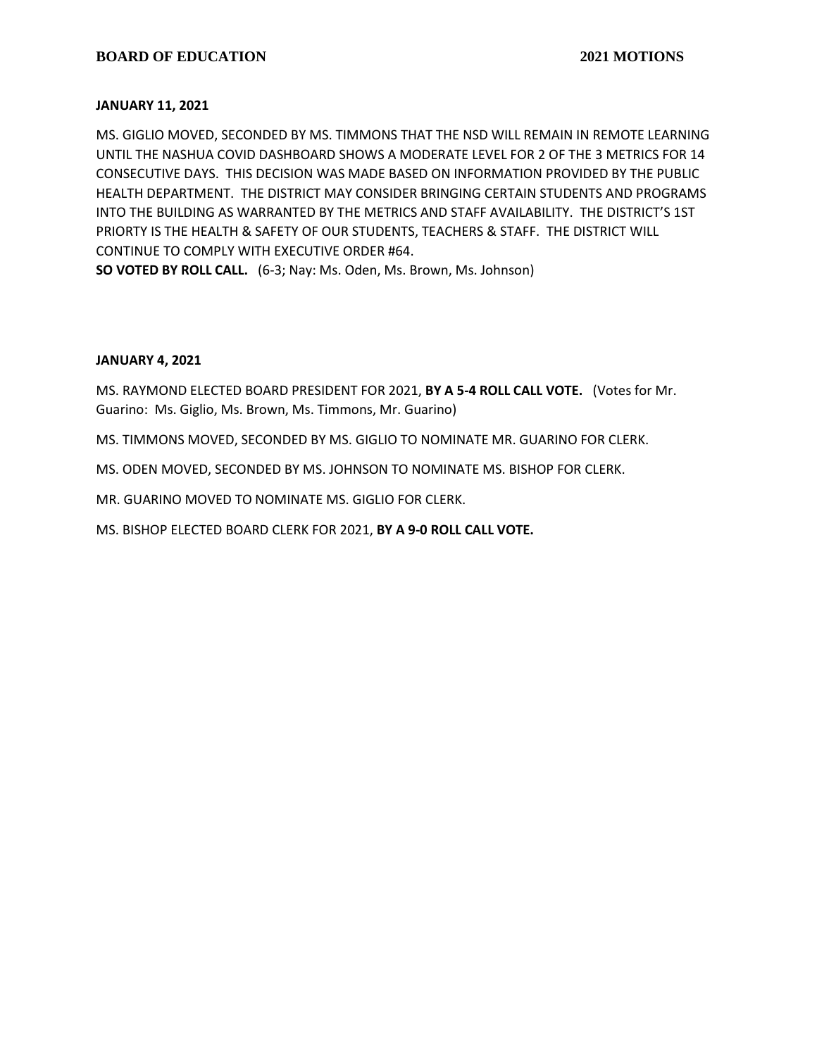**JANUARY 11, 2021**

MS. GIGLIO MOVED, SECONDED BY MS. TIMMONS THAT THE NSD WILL REMAIN IN REMOTE LEARNING UNTIL THE NASHUA COVID DASHBOARD SHOWS A MODERATE LEVEL FOR 2 OF THE 3 METRICS FOR 14 CONSECUTIVE DAYS. THIS DECISION WAS MADE BASED ON INFORMATION PROVIDED BY THE PUBLIC HEALTH DEPARTMENT. THE DISTRICT MAY CONSIDER BRINGING CERTAIN STUDENTS AND PROGRAMS INTO THE BUILDING AS WARRANTED BY THE METRICS AND STAFF AVAILABILITY. THE DISTRICT'S 1ST PRIORTY IS THE HEALTH & SAFETY OF OUR STUDENTS, TEACHERS & STAFF. THE DISTRICT WILL CONTINUE TO COMPLY WITH EXECUTIVE ORDER #64.
**SO VOTED BY ROLL CALL.** (6-3; Nay: Ms. Oden, Ms. Brown, Ms. Johnson)

**JANUARY 4, 2021**

MS. RAYMOND ELECTED BOARD PRESIDENT FOR 2021, **BY A 5-4 ROLL CALL VOTE.** (Votes for Mr. Guarino: Ms. Giglio, Ms. Brown, Ms. Timmons, Mr. Guarino)

MS. TIMMONS MOVED, SECONDED BY MS. GIGLIO TO NOMINATE MR. GUARINO FOR CLERK.

MS. ODEN MOVED, SECONDED BY MS. JOHNSON TO NOMINATE MS. BISHOP FOR CLERK.

MR. GUARINO MOVED TO NOMINATE MS. GIGLIO FOR CLERK.

MS. BISHOP ELECTED BOARD CLERK FOR 2021, **BY A 9-0 ROLL CALL VOTE.**